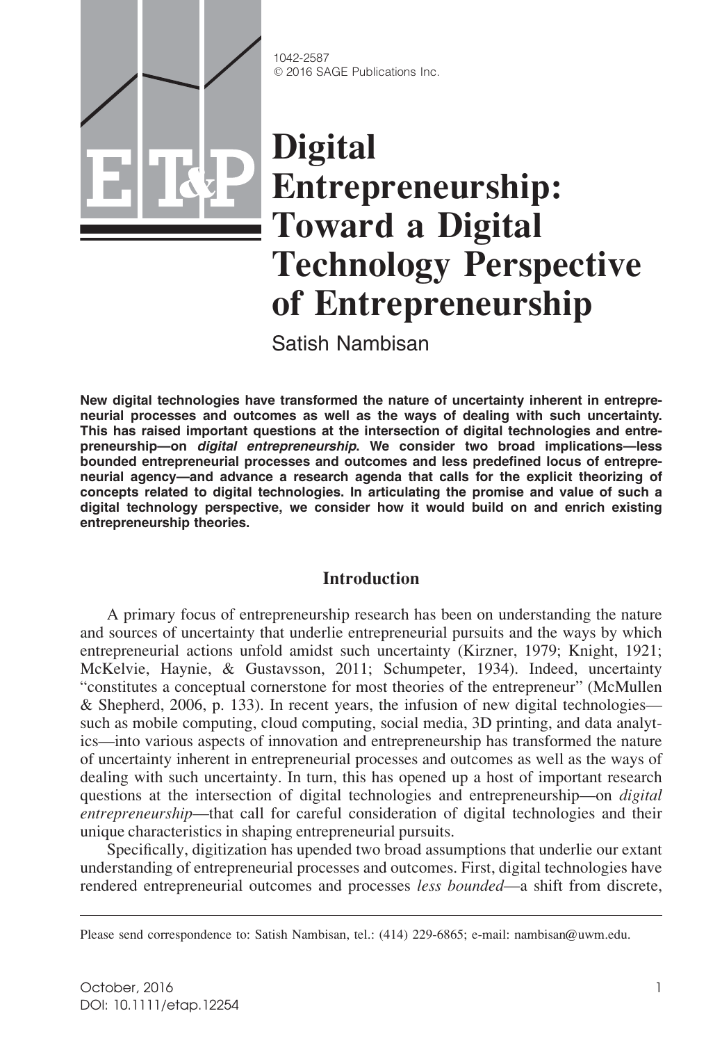1042-2587
© 2016 SAGE Publications Inc.

# Digital Entrepreneurship: Toward a Digital Technology Perspective of Entrepreneurship

Satish Nambisan

**New digital technologies have transformed the nature of uncertainty inherent in entrepreneurial processes and outcomes as well as the ways of dealing with such uncertainty. This has raised important questions at the intersection of digital technologies and entrepreneurship—on *digital entrepreneurship*. We consider two broad implications—less bounded entrepreneurial processes and outcomes and less predefined locus of entrepreneurial agency—and advance a research agenda that calls for the explicit theorizing of concepts related to digital technologies. In articulating the promise and value of such a digital technology perspective, we consider how it would build on and enrich existing entrepreneurship theories.**

## Introduction

A primary focus of entrepreneurship research has been on understanding the nature and sources of uncertainty that underlie entrepreneurial pursuits and the ways by which entrepreneurial actions unfold amidst such uncertainty (Kirzner, 1979; Knight, 1921; McKelvie, Haynie, & Gustavsson, 2011; Schumpeter, 1934). Indeed, uncertainty "constitutes a conceptual cornerstone for most theories of the entrepreneur" (McMullen & Shepherd, 2006, p. 133). In recent years, the infusion of new digital technologies—such as mobile computing, cloud computing, social media, 3D printing, and data analytics—into various aspects of innovation and entrepreneurship has transformed the nature of uncertainty inherent in entrepreneurial processes and outcomes as well as the ways of dealing with such uncertainty. In turn, this has opened up a host of important research questions at the intersection of digital technologies and entrepreneurship—on *digital entrepreneurship*—that call for careful consideration of digital technologies and their unique characteristics in shaping entrepreneurial pursuits.

Specifically, digitization has upended two broad assumptions that underlie our extant understanding of entrepreneurial processes and outcomes. First, digital technologies have rendered entrepreneurial outcomes and processes *less bounded*—a shift from discrete,

Please send correspondence to: Satish Nambisan, tel.: (414) 229-6865; e-mail: nambisan@uwm.edu.

October, 2016
DOI: 10.1111/etap.12254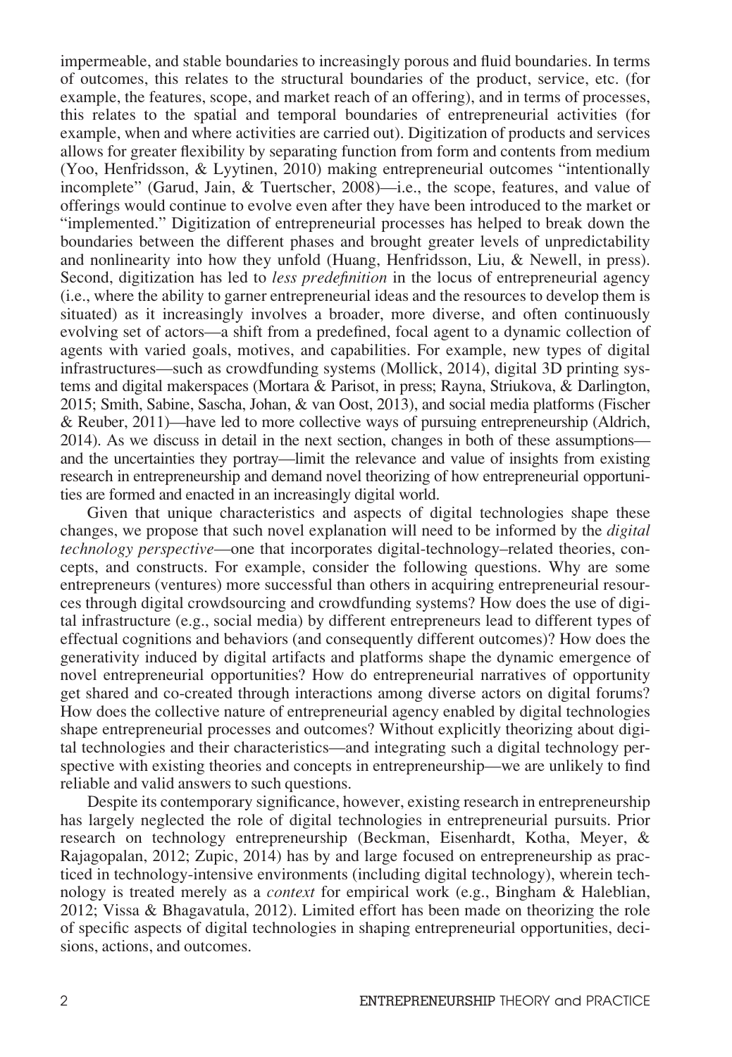impermeable, and stable boundaries to increasingly porous and fluid boundaries. In terms of outcomes, this relates to the structural boundaries of the product, service, etc. (for example, the features, scope, and market reach of an offering), and in terms of processes, this relates to the spatial and temporal boundaries of entrepreneurial activities (for example, when and where activities are carried out). Digitization of products and services allows for greater flexibility by separating function from form and contents from medium (Yoo, Henfridsson, & Lyytinen, 2010) making entrepreneurial outcomes "intentionally incomplete" (Garud, Jain, & Tuertscher, 2008)—i.e., the scope, features, and value of offerings would continue to evolve even after they have been introduced to the market or "implemented." Digitization of entrepreneurial processes has helped to break down the boundaries between the different phases and brought greater levels of unpredictability and nonlinearity into how they unfold (Huang, Henfridsson, Liu, & Newell, in press). Second, digitization has led to *less predefinition* in the locus of entrepreneurial agency (i.e., where the ability to garner entrepreneurial ideas and the resources to develop them is situated) as it increasingly involves a broader, more diverse, and often continuously evolving set of actors—a shift from a predefined, focal agent to a dynamic collection of agents with varied goals, motives, and capabilities. For example, new types of digital infrastructures—such as crowdfunding systems (Mollick, 2014), digital 3D printing systems and digital makerspaces (Mortara & Parisot, in press; Rayna, Striukova, & Darlington, 2015; Smith, Sabine, Sascha, Johan, & van Oost, 2013), and social media platforms (Fischer & Reuber, 2011)—have led to more collective ways of pursuing entrepreneurship (Aldrich, 2014). As we discuss in detail in the next section, changes in both of these assumptions—and the uncertainties they portray—limit the relevance and value of insights from existing research in entrepreneurship and demand novel theorizing of how entrepreneurial opportunities are formed and enacted in an increasingly digital world.

Given that unique characteristics and aspects of digital technologies shape these changes, we propose that such novel explanation will need to be informed by the *digital technology perspective*—one that incorporates digital-technology–related theories, concepts, and constructs. For example, consider the following questions. Why are some entrepreneurs (ventures) more successful than others in acquiring entrepreneurial resources through digital crowdsourcing and crowdfunding systems? How does the use of digital infrastructure (e.g., social media) by different entrepreneurs lead to different types of effectual cognitions and behaviors (and consequently different outcomes)? How does the generativity induced by digital artifacts and platforms shape the dynamic emergence of novel entrepreneurial opportunities? How do entrepreneurial narratives of opportunity get shared and co-created through interactions among diverse actors on digital forums? How does the collective nature of entrepreneurial agency enabled by digital technologies shape entrepreneurial processes and outcomes? Without explicitly theorizing about digital technologies and their characteristics—and integrating such a digital technology perspective with existing theories and concepts in entrepreneurship—we are unlikely to find reliable and valid answers to such questions.

Despite its contemporary significance, however, existing research in entrepreneurship has largely neglected the role of digital technologies in entrepreneurial pursuits. Prior research on technology entrepreneurship (Beckman, Eisenhardt, Kotha, Meyer, & Rajagopalan, 2012; Zupic, 2014) has by and large focused on entrepreneurship as practiced in technology-intensive environments (including digital technology), wherein technology is treated merely as a *context* for empirical work (e.g., Bingham & Haleblian, 2012; Vissa & Bhagavatula, 2012). Limited effort has been made on theorizing the role of specific aspects of digital technologies in shaping entrepreneurial opportunities, decisions, actions, and outcomes.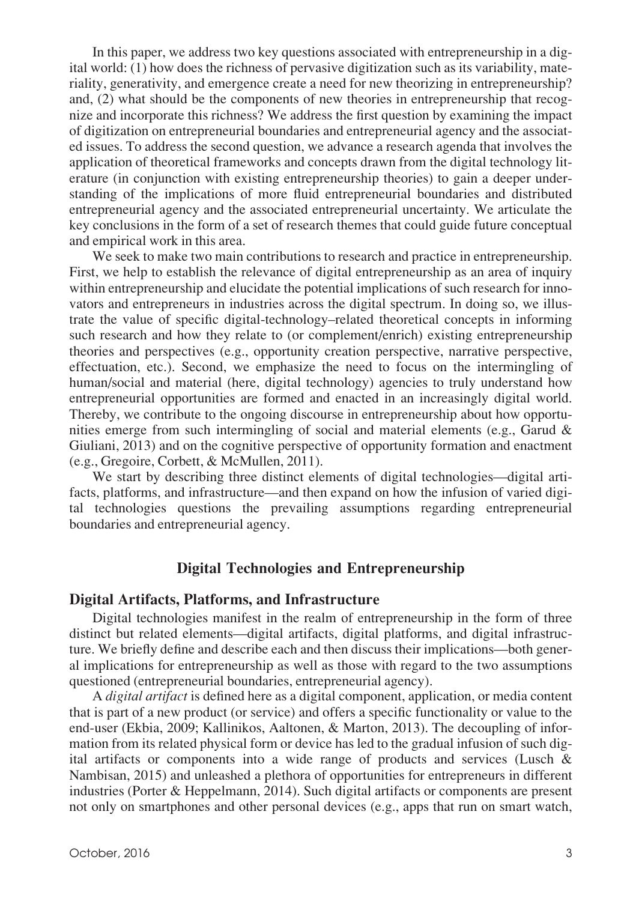In this paper, we address two key questions associated with entrepreneurship in a digital world: (1) how does the richness of pervasive digitization such as its variability, materiality, generativity, and emergence create a need for new theorizing in entrepreneurship? and, (2) what should be the components of new theories in entrepreneurship that recognize and incorporate this richness? We address the first question by examining the impact of digitization on entrepreneurial boundaries and entrepreneurial agency and the associated issues. To address the second question, we advance a research agenda that involves the application of theoretical frameworks and concepts drawn from the digital technology literature (in conjunction with existing entrepreneurship theories) to gain a deeper understanding of the implications of more fluid entrepreneurial boundaries and distributed entrepreneurial agency and the associated entrepreneurial uncertainty. We articulate the key conclusions in the form of a set of research themes that could guide future conceptual and empirical work in this area.

We seek to make two main contributions to research and practice in entrepreneurship. First, we help to establish the relevance of digital entrepreneurship as an area of inquiry within entrepreneurship and elucidate the potential implications of such research for innovators and entrepreneurs in industries across the digital spectrum. In doing so, we illustrate the value of specific digital-technology–related theoretical concepts in informing such research and how they relate to (or complement/enrich) existing entrepreneurship theories and perspectives (e.g., opportunity creation perspective, narrative perspective, effectuation, etc.). Second, we emphasize the need to focus on the intermingling of human/social and material (here, digital technology) agencies to truly understand how entrepreneurial opportunities are formed and enacted in an increasingly digital world. Thereby, we contribute to the ongoing discourse in entrepreneurship about how opportunities emerge from such intermingling of social and material elements (e.g., Garud & Giuliani, 2013) and on the cognitive perspective of opportunity formation and enactment (e.g., Gregoire, Corbett, & McMullen, 2011).

We start by describing three distinct elements of digital technologies—digital artifacts, platforms, and infrastructure—and then expand on how the infusion of varied digital technologies questions the prevailing assumptions regarding entrepreneurial boundaries and entrepreneurial agency.

## Digital Technologies and Entrepreneurship

### Digital Artifacts, Platforms, and Infrastructure

Digital technologies manifest in the realm of entrepreneurship in the form of three distinct but related elements—digital artifacts, digital platforms, and digital infrastructure. We briefly define and describe each and then discuss their implications—both general implications for entrepreneurship as well as those with regard to the two assumptions questioned (entrepreneurial boundaries, entrepreneurial agency).

A *digital artifact* is defined here as a digital component, application, or media content that is part of a new product (or service) and offers a specific functionality or value to the end-user (Ekbia, 2009; Kallinikos, Aaltonen, & Marton, 2013). The decoupling of information from its related physical form or device has led to the gradual infusion of such digital artifacts or components into a wide range of products and services (Lusch & Nambisan, 2015) and unleashed a plethora of opportunities for entrepreneurs in different industries (Porter & Heppelmann, 2014). Such digital artifacts or components are present not only on smartphones and other personal devices (e.g., apps that run on smart watch,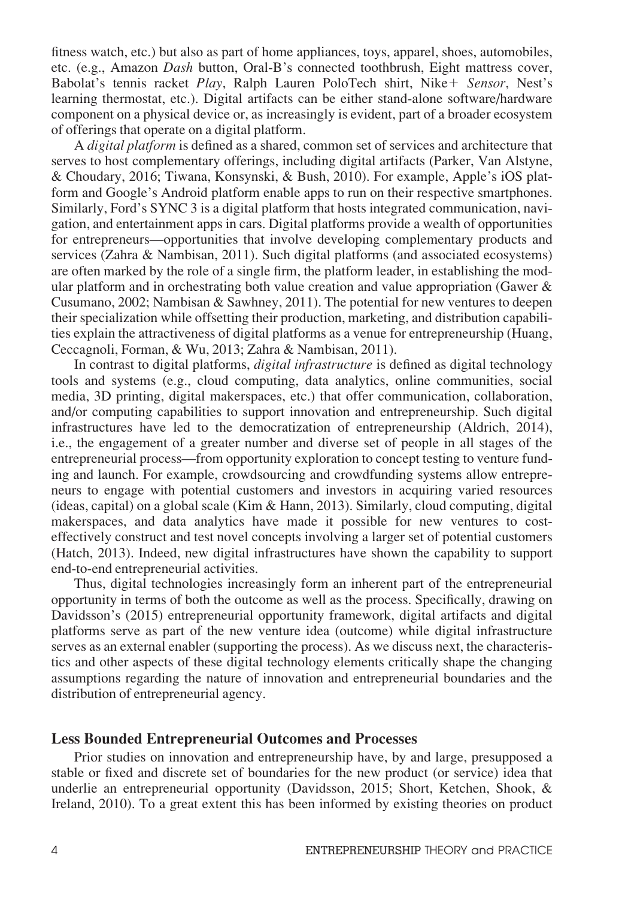fitness watch, etc.) but also as part of home appliances, toys, apparel, shoes, automobiles, etc. (e.g., Amazon *Dash* button, Oral-B's connected toothbrush, Eight mattress cover, Babolat's tennis racket *Play*, Ralph Lauren PoloTech shirt, Nike+ *Sensor*, Nest's learning thermostat, etc.). Digital artifacts can be either stand-alone software/hardware component on a physical device or, as increasingly is evident, part of a broader ecosystem of offerings that operate on a digital platform.

A *digital platform* is defined as a shared, common set of services and architecture that serves to host complementary offerings, including digital artifacts (Parker, Van Alstyne, & Choudary, 2016; Tiwana, Konsynski, & Bush, 2010). For example, Apple's iOS platform and Google's Android platform enable apps to run on their respective smartphones. Similarly, Ford's SYNC 3 is a digital platform that hosts integrated communication, navigation, and entertainment apps in cars. Digital platforms provide a wealth of opportunities for entrepreneurs—opportunities that involve developing complementary products and services (Zahra & Nambisan, 2011). Such digital platforms (and associated ecosystems) are often marked by the role of a single firm, the platform leader, in establishing the modular platform and in orchestrating both value creation and value appropriation (Gawer & Cusumano, 2002; Nambisan & Sawhney, 2011). The potential for new ventures to deepen their specialization while offsetting their production, marketing, and distribution capabilities explain the attractiveness of digital platforms as a venue for entrepreneurship (Huang, Ceccagnoli, Forman, & Wu, 2013; Zahra & Nambisan, 2011).

In contrast to digital platforms, *digital infrastructure* is defined as digital technology tools and systems (e.g., cloud computing, data analytics, online communities, social media, 3D printing, digital makerspaces, etc.) that offer communication, collaboration, and/or computing capabilities to support innovation and entrepreneurship. Such digital infrastructures have led to the democratization of entrepreneurship (Aldrich, 2014), i.e., the engagement of a greater number and diverse set of people in all stages of the entrepreneurial process—from opportunity exploration to concept testing to venture funding and launch. For example, crowdsourcing and crowdfunding systems allow entrepreneurs to engage with potential customers and investors in acquiring varied resources (ideas, capital) on a global scale (Kim & Hann, 2013). Similarly, cloud computing, digital makerspaces, and data analytics have made it possible for new ventures to cost-effectively construct and test novel concepts involving a larger set of potential customers (Hatch, 2013). Indeed, new digital infrastructures have shown the capability to support end-to-end entrepreneurial activities.

Thus, digital technologies increasingly form an inherent part of the entrepreneurial opportunity in terms of both the outcome as well as the process. Specifically, drawing on Davidsson's (2015) entrepreneurial opportunity framework, digital artifacts and digital platforms serve as part of the new venture idea (outcome) while digital infrastructure serves as an external enabler (supporting the process). As we discuss next, the characteristics and other aspects of these digital technology elements critically shape the changing assumptions regarding the nature of innovation and entrepreneurial boundaries and the distribution of entrepreneurial agency.

## Less Bounded Entrepreneurial Outcomes and Processes

Prior studies on innovation and entrepreneurship have, by and large, presupposed a stable or fixed and discrete set of boundaries for the new product (or service) idea that underlie an entrepreneurial opportunity (Davidsson, 2015; Short, Ketchen, Shook, & Ireland, 2010). To a great extent this has been informed by existing theories on product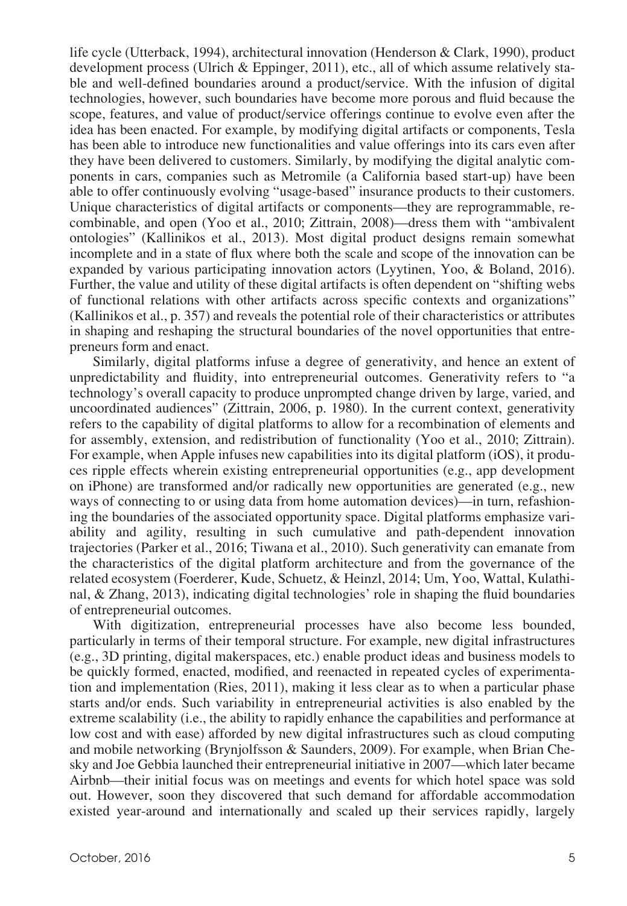life cycle (Utterback, 1994), architectural innovation (Henderson & Clark, 1990), product development process (Ulrich & Eppinger, 2011), etc., all of which assume relatively stable and well-defined boundaries around a product/service. With the infusion of digital technologies, however, such boundaries have become more porous and fluid because the scope, features, and value of product/service offerings continue to evolve even after the idea has been enacted. For example, by modifying digital artifacts or components, Tesla has been able to introduce new functionalities and value offerings into its cars even after they have been delivered to customers. Similarly, by modifying the digital analytic components in cars, companies such as Metromile (a California based start-up) have been able to offer continuously evolving "usage-based" insurance products to their customers. Unique characteristics of digital artifacts or components—they are reprogrammable, recombinable, and open (Yoo et al., 2010; Zittrain, 2008)—dress them with "ambivalent ontologies" (Kallinikos et al., 2013). Most digital product designs remain somewhat incomplete and in a state of flux where both the scale and scope of the innovation can be expanded by various participating innovation actors (Lyytinen, Yoo, & Boland, 2016). Further, the value and utility of these digital artifacts is often dependent on "shifting webs of functional relations with other artifacts across specific contexts and organizations" (Kallinikos et al., p. 357) and reveals the potential role of their characteristics or attributes in shaping and reshaping the structural boundaries of the novel opportunities that entrepreneurs form and enact.

Similarly, digital platforms infuse a degree of generativity, and hence an extent of unpredictability and fluidity, into entrepreneurial outcomes. Generativity refers to "a technology's overall capacity to produce unprompted change driven by large, varied, and uncoordinated audiences" (Zittrain, 2006, p. 1980). In the current context, generativity refers to the capability of digital platforms to allow for a recombination of elements and for assembly, extension, and redistribution of functionality (Yoo et al., 2010; Zittrain). For example, when Apple infuses new capabilities into its digital platform (iOS), it produces ripple effects wherein existing entrepreneurial opportunities (e.g., app development on iPhone) are transformed and/or radically new opportunities are generated (e.g., new ways of connecting to or using data from home automation devices)—in turn, refashioning the boundaries of the associated opportunity space. Digital platforms emphasize variability and agility, resulting in such cumulative and path-dependent innovation trajectories (Parker et al., 2016; Tiwana et al., 2010). Such generativity can emanate from the characteristics of the digital platform architecture and from the governance of the related ecosystem (Foerderer, Kude, Schuetz, & Heinzl, 2014; Um, Yoo, Wattal, Kulathinal, & Zhang, 2013), indicating digital technologies' role in shaping the fluid boundaries of entrepreneurial outcomes.

With digitization, entrepreneurial processes have also become less bounded, particularly in terms of their temporal structure. For example, new digital infrastructures (e.g., 3D printing, digital makerspaces, etc.) enable product ideas and business models to be quickly formed, enacted, modified, and reenacted in repeated cycles of experimentation and implementation (Ries, 2011), making it less clear as to when a particular phase starts and/or ends. Such variability in entrepreneurial activities is also enabled by the extreme scalability (i.e., the ability to rapidly enhance the capabilities and performance at low cost and with ease) afforded by new digital infrastructures such as cloud computing and mobile networking (Brynjolfsson & Saunders, 2009). For example, when Brian Chesky and Joe Gebbia launched their entrepreneurial initiative in 2007—which later became Airbnb—their initial focus was on meetings and events for which hotel space was sold out. However, soon they discovered that such demand for affordable accommodation existed year-around and internationally and scaled up their services rapidly, largely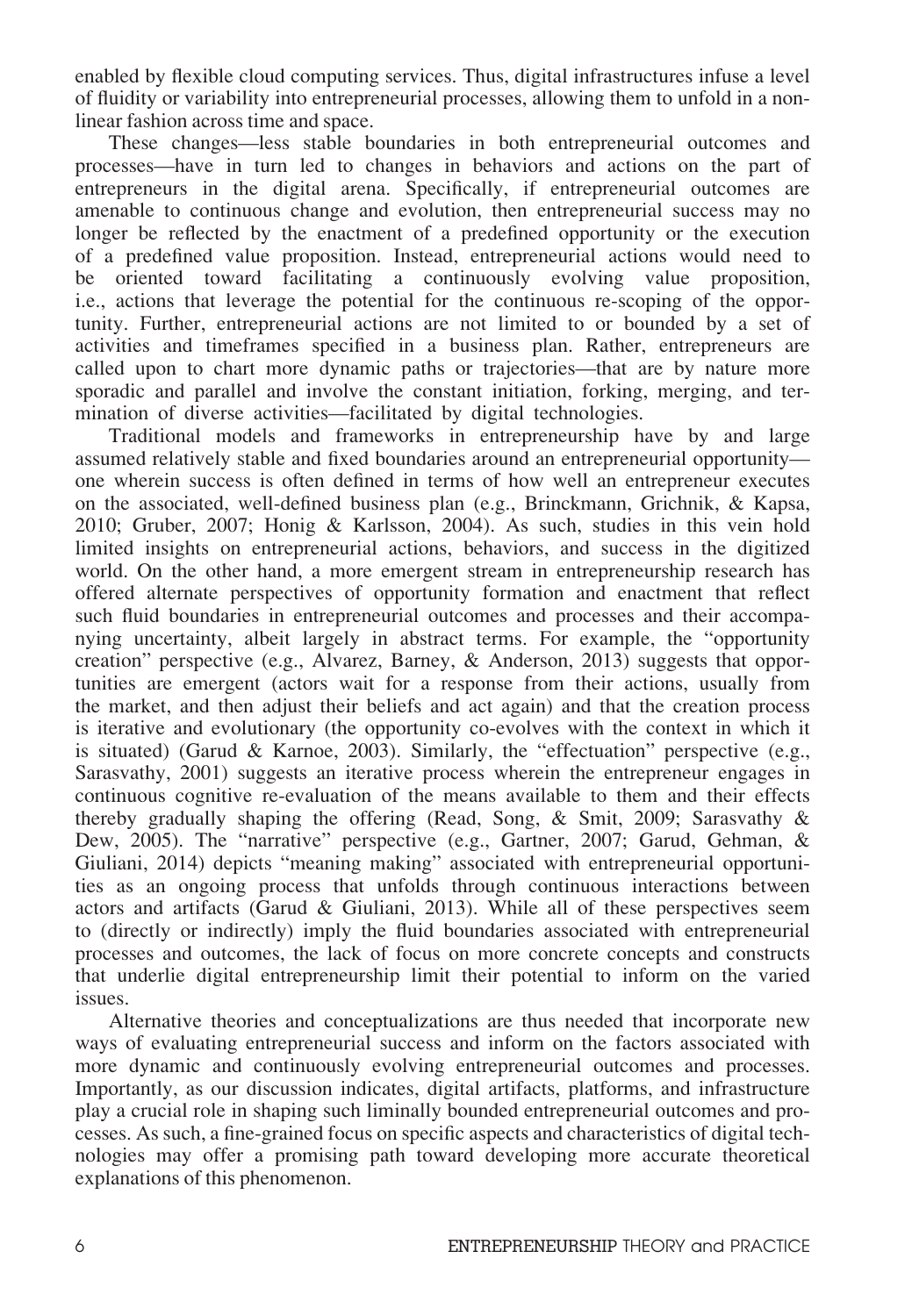enabled by flexible cloud computing services. Thus, digital infrastructures infuse a level of fluidity or variability into entrepreneurial processes, allowing them to unfold in a nonlinear fashion across time and space.

These changes—less stable boundaries in both entrepreneurial outcomes and processes—have in turn led to changes in behaviors and actions on the part of entrepreneurs in the digital arena. Specifically, if entrepreneurial outcomes are amenable to continuous change and evolution, then entrepreneurial success may no longer be reflected by the enactment of a predefined opportunity or the execution of a predefined value proposition. Instead, entrepreneurial actions would need to be oriented toward facilitating a continuously evolving value proposition, i.e., actions that leverage the potential for the continuous re-scoping of the opportunity. Further, entrepreneurial actions are not limited to or bounded by a set of activities and timeframes specified in a business plan. Rather, entrepreneurs are called upon to chart more dynamic paths or trajectories—that are by nature more sporadic and parallel and involve the constant initiation, forking, merging, and termination of diverse activities—facilitated by digital technologies.

Traditional models and frameworks in entrepreneurship have by and large assumed relatively stable and fixed boundaries around an entrepreneurial opportunity—one wherein success is often defined in terms of how well an entrepreneur executes on the associated, well-defined business plan (e.g., Brinckmann, Grichnik, & Kapsa, 2010; Gruber, 2007; Honig & Karlsson, 2004). As such, studies in this vein hold limited insights on entrepreneurial actions, behaviors, and success in the digitized world. On the other hand, a more emergent stream in entrepreneurship research has offered alternate perspectives of opportunity formation and enactment that reflect such fluid boundaries in entrepreneurial outcomes and processes and their accompanying uncertainty, albeit largely in abstract terms. For example, the "opportunity creation" perspective (e.g., Alvarez, Barney, & Anderson, 2013) suggests that opportunities are emergent (actors wait for a response from their actions, usually from the market, and then adjust their beliefs and act again) and that the creation process is iterative and evolutionary (the opportunity co-evolves with the context in which it is situated) (Garud & Karnoe, 2003). Similarly, the "effectuation" perspective (e.g., Sarasvathy, 2001) suggests an iterative process wherein the entrepreneur engages in continuous cognitive re-evaluation of the means available to them and their effects thereby gradually shaping the offering (Read, Song, & Smit, 2009; Sarasvathy & Dew, 2005). The "narrative" perspective (e.g., Gartner, 2007; Garud, Gehman, & Giuliani, 2014) depicts "meaning making" associated with entrepreneurial opportunities as an ongoing process that unfolds through continuous interactions between actors and artifacts (Garud & Giuliani, 2013). While all of these perspectives seem to (directly or indirectly) imply the fluid boundaries associated with entrepreneurial processes and outcomes, the lack of focus on more concrete concepts and constructs that underlie digital entrepreneurship limit their potential to inform on the varied issues.

Alternative theories and conceptualizations are thus needed that incorporate new ways of evaluating entrepreneurial success and inform on the factors associated with more dynamic and continuously evolving entrepreneurial outcomes and processes. Importantly, as our discussion indicates, digital artifacts, platforms, and infrastructure play a crucial role in shaping such liminally bounded entrepreneurial outcomes and processes. As such, a fine-grained focus on specific aspects and characteristics of digital technologies may offer a promising path toward developing more accurate theoretical explanations of this phenomenon.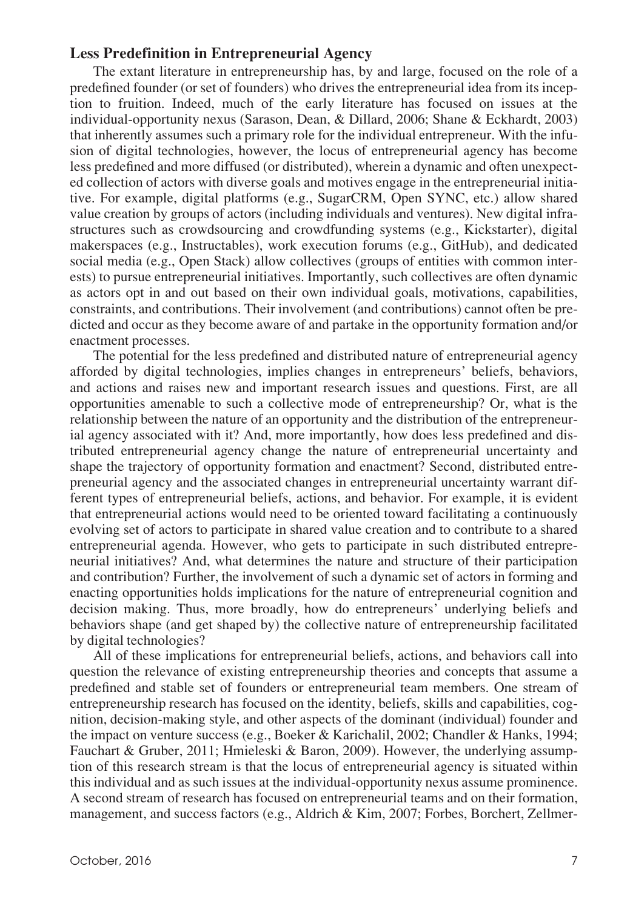### Less Predefinition in Entrepreneurial Agency

The extant literature in entrepreneurship has, by and large, focused on the role of a predefined founder (or set of founders) who drives the entrepreneurial idea from its inception to fruition. Indeed, much of the early literature has focused on issues at the individual-opportunity nexus (Sarason, Dean, & Dillard, 2006; Shane & Eckhardt, 2003) that inherently assumes such a primary role for the individual entrepreneur. With the infusion of digital technologies, however, the locus of entrepreneurial agency has become less predefined and more diffused (or distributed), wherein a dynamic and often unexpected collection of actors with diverse goals and motives engage in the entrepreneurial initiative. For example, digital platforms (e.g., SugarCRM, Open SYNC, etc.) allow shared value creation by groups of actors (including individuals and ventures). New digital infrastructures such as crowdsourcing and crowdfunding systems (e.g., Kickstarter), digital makerspaces (e.g., Instructables), work execution forums (e.g., GitHub), and dedicated social media (e.g., Open Stack) allow collectives (groups of entities with common interests) to pursue entrepreneurial initiatives. Importantly, such collectives are often dynamic as actors opt in and out based on their own individual goals, motivations, capabilities, constraints, and contributions. Their involvement (and contributions) cannot often be predicted and occur as they become aware of and partake in the opportunity formation and/or enactment processes.

The potential for the less predefined and distributed nature of entrepreneurial agency afforded by digital technologies, implies changes in entrepreneurs' beliefs, behaviors, and actions and raises new and important research issues and questions. First, are all opportunities amenable to such a collective mode of entrepreneurship? Or, what is the relationship between the nature of an opportunity and the distribution of the entrepreneurial agency associated with it? And, more importantly, how does less predefined and distributed entrepreneurial agency change the nature of entrepreneurial uncertainty and shape the trajectory of opportunity formation and enactment? Second, distributed entrepreneurial agency and the associated changes in entrepreneurial uncertainty warrant different types of entrepreneurial beliefs, actions, and behavior. For example, it is evident that entrepreneurial actions would need to be oriented toward facilitating a continuously evolving set of actors to participate in shared value creation and to contribute to a shared entrepreneurial agenda. However, who gets to participate in such distributed entrepreneurial initiatives? And, what determines the nature and structure of their participation and contribution? Further, the involvement of such a dynamic set of actors in forming and enacting opportunities holds implications for the nature of entrepreneurial cognition and decision making. Thus, more broadly, how do entrepreneurs' underlying beliefs and behaviors shape (and get shaped by) the collective nature of entrepreneurship facilitated by digital technologies?

All of these implications for entrepreneurial beliefs, actions, and behaviors call into question the relevance of existing entrepreneurship theories and concepts that assume a predefined and stable set of founders or entrepreneurial team members. One stream of entrepreneurship research has focused on the identity, beliefs, skills and capabilities, cognition, decision-making style, and other aspects of the dominant (individual) founder and the impact on venture success (e.g., Boeker & Karichalil, 2002; Chandler & Hanks, 1994; Fauchart & Gruber, 2011; Hmieleski & Baron, 2009). However, the underlying assumption of this research stream is that the locus of entrepreneurial agency is situated within this individual and as such issues at the individual-opportunity nexus assume prominence. A second stream of research has focused on entrepreneurial teams and on their formation, management, and success factors (e.g., Aldrich & Kim, 2007; Forbes, Borchert, Zellmer-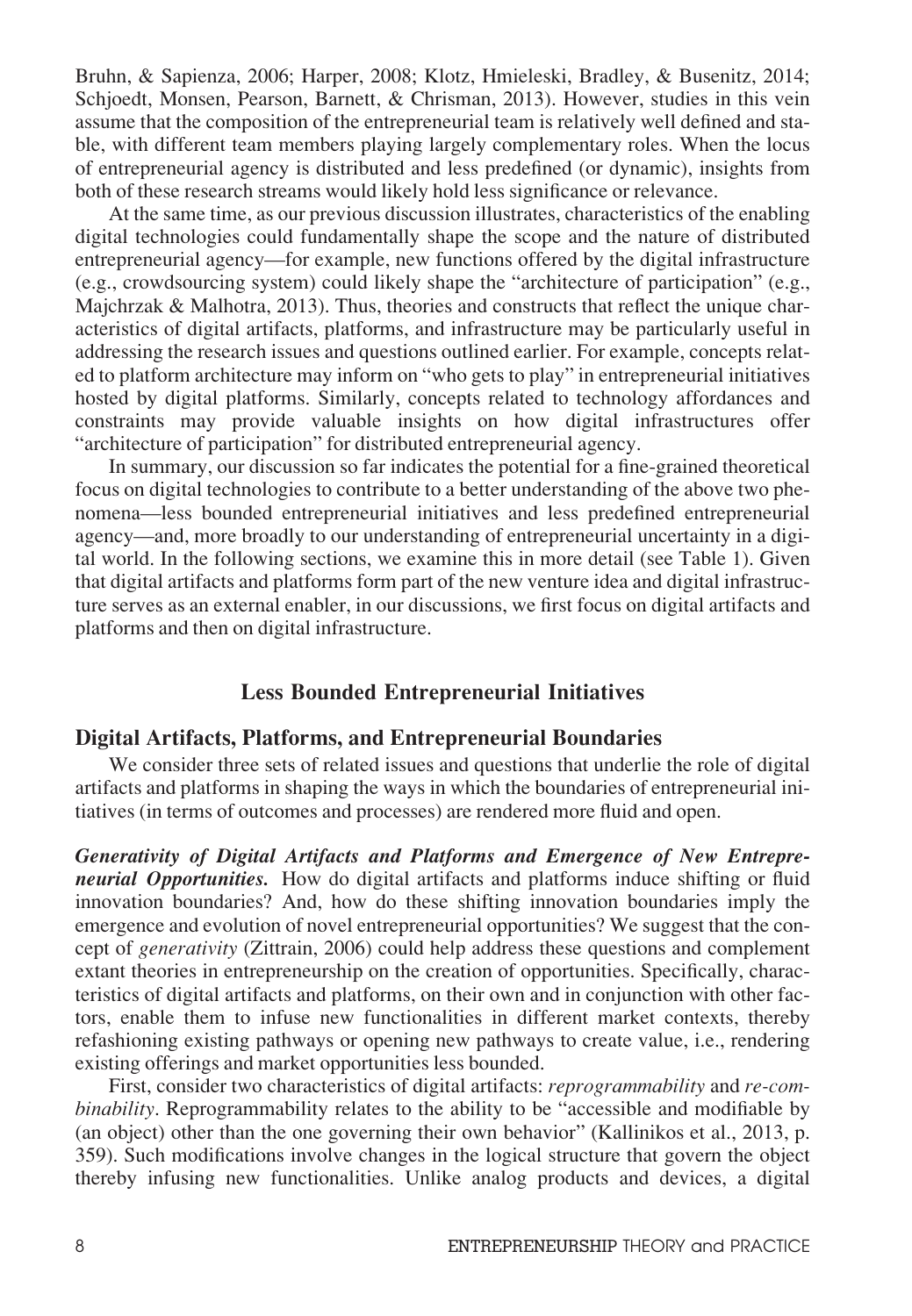Bruhn, & Sapienza, 2006; Harper, 2008; Klotz, Hmieleski, Bradley, & Busenitz, 2014; Schjoedt, Monsen, Pearson, Barnett, & Chrisman, 2013). However, studies in this vein assume that the composition of the entrepreneurial team is relatively well defined and stable, with different team members playing largely complementary roles. When the locus of entrepreneurial agency is distributed and less predefined (or dynamic), insights from both of these research streams would likely hold less significance or relevance.

At the same time, as our previous discussion illustrates, characteristics of the enabling digital technologies could fundamentally shape the scope and the nature of distributed entrepreneurial agency—for example, new functions offered by the digital infrastructure (e.g., crowdsourcing system) could likely shape the "architecture of participation" (e.g., Majchrzak & Malhotra, 2013). Thus, theories and constructs that reflect the unique characteristics of digital artifacts, platforms, and infrastructure may be particularly useful in addressing the research issues and questions outlined earlier. For example, concepts related to platform architecture may inform on "who gets to play" in entrepreneurial initiatives hosted by digital platforms. Similarly, concepts related to technology affordances and constraints may provide valuable insights on how digital infrastructures offer "architecture of participation" for distributed entrepreneurial agency.

In summary, our discussion so far indicates the potential for a fine-grained theoretical focus on digital technologies to contribute to a better understanding of the above two phenomena—less bounded entrepreneurial initiatives and less predefined entrepreneurial agency—and, more broadly to our understanding of entrepreneurial uncertainty in a digital world. In the following sections, we examine this in more detail (see Table 1). Given that digital artifacts and platforms form part of the new venture idea and digital infrastructure serves as an external enabler, in our discussions, we first focus on digital artifacts and platforms and then on digital infrastructure.

## Less Bounded Entrepreneurial Initiatives

### Digital Artifacts, Platforms, and Entrepreneurial Boundaries

We consider three sets of related issues and questions that underlie the role of digital artifacts and platforms in shaping the ways in which the boundaries of entrepreneurial initiatives (in terms of outcomes and processes) are rendered more fluid and open.

***Generativity of Digital Artifacts and Platforms and Emergence of New Entrepreneurial Opportunities.*** How do digital artifacts and platforms induce shifting or fluid innovation boundaries? And, how do these shifting innovation boundaries imply the emergence and evolution of novel entrepreneurial opportunities? We suggest that the concept of *generativity* (Zittrain, 2006) could help address these questions and complement extant theories in entrepreneurship on the creation of opportunities. Specifically, characteristics of digital artifacts and platforms, on their own and in conjunction with other factors, enable them to infuse new functionalities in different market contexts, thereby refashioning existing pathways or opening new pathways to create value, i.e., rendering existing offerings and market opportunities less bounded.

First, consider two characteristics of digital artifacts: *reprogrammability* and *re-combinability*. Reprogrammability relates to the ability to be "accessible and modifiable by (an object) other than the one governing their own behavior" (Kallinikos et al., 2013, p. 359). Such modifications involve changes in the logical structure that govern the object thereby infusing new functionalities. Unlike analog products and devices, a digital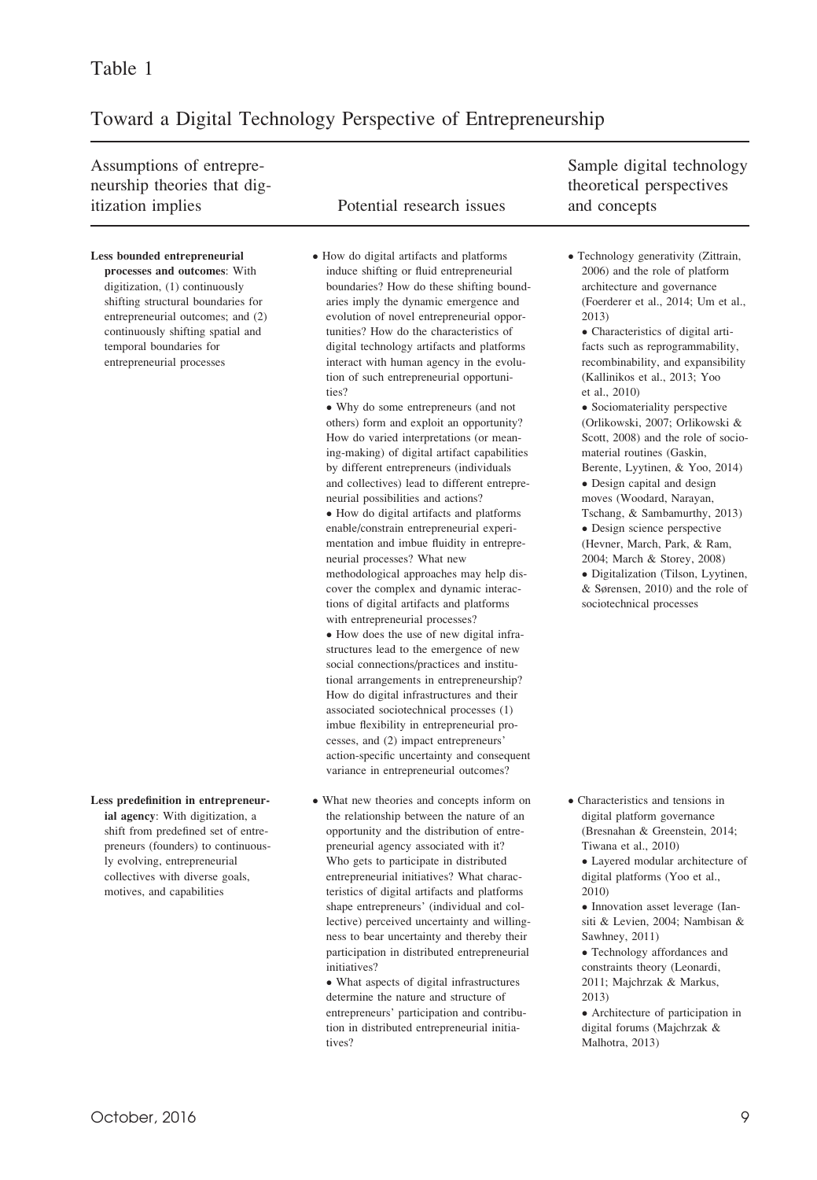Table 1

Toward a Digital Technology Perspective of Entrepreneurship

| Assumptions of entrepreneurship theories that digitization implies | Potential research issues | Sample digital technology theoretical perspectives and concepts |
|---|---|---|
| **Less bounded entrepreneurial processes and outcomes**: With digitization, (1) continuously shifting structural boundaries for entrepreneurial outcomes; and (2) continuously shifting spatial and temporal boundaries for entrepreneurial processes | • How do digital artifacts and platforms induce shifting or fluid entrepreneurial boundaries? How do these shifting boundaries imply the dynamic emergence and evolution of novel entrepreneurial opportunities? How do the characteristics of digital technology artifacts and platforms interact with human agency in the evolution of such entrepreneurial opportunities? <br> • Why do some entrepreneurs (and not others) form and exploit an opportunity? How do varied interpretations (or meaning-making) of digital artifact capabilities by different entrepreneurs (individuals and collectives) lead to different entrepreneurial possibilities and actions? <br> • How do digital artifacts and platforms enable/constrain entrepreneurial experimentation and imbue fluidity in entrepreneurial processes? What new methodological approaches may help discover the complex and dynamic interactions of digital artifacts and platforms with entrepreneurial processes? <br> • How does the use of new digital infrastructures lead to the emergence of new social connections/practices and institutional arrangements in entrepreneurship? How do digital infrastructures and their associated sociotechnical processes (1) imbue flexibility in entrepreneurial processes, and (2) impact entrepreneurs' action-specific uncertainty and consequent variance in entrepreneurial outcomes? | • Technology generativity (Zittrain, 2006) and the role of platform architecture and governance (Foerderer et al., 2014; Um et al., 2013) <br> • Characteristics of digital artifacts such as reprogrammability, recombinability, and expansibility (Kallinikos et al., 2013; Yoo et al., 2010) <br> • Sociomateriality perspective (Orlikowski, 2007; Orlikowski & Scott, 2008) and the role of sociomaterial routines (Gaskin, Berente, Lyytinen, & Yoo, 2014) <br> • Design capital and design moves (Woodard, Narayan, Tschang, & Sambamurthy, 2013) <br> • Design science perspective (Hevner, March, Park, & Ram, 2004; March & Storey, 2008) <br> • Digitalization (Tilson, Lyytinen, & Sørensen, 2010) and the role of sociotechnical processes |
| **Less predefinition in entrepreneurial agency**: With digitization, a shift from predefined set of entrepreneurs (founders) to continuously evolving, entrepreneurial collectives with diverse goals, motives, and capabilities | • What new theories and concepts inform on the relationship between the nature of an opportunity and the distribution of entrepreneurial agency associated with it? Who gets to participate in distributed entrepreneurial initiatives? What characteristics of digital artifacts and platforms shape entrepreneurs' (individual and collective) perceived uncertainty and willingness to bear uncertainty and thereby their participation in distributed entrepreneurial initiatives? <br> • What aspects of digital infrastructures determine the nature and structure of entrepreneurs' participation and contribution in distributed entrepreneurial initiatives? | • Characteristics and tensions in digital platform governance (Bresnahan & Greenstein, 2014; Tiwana et al., 2010) <br> • Layered modular architecture of digital platforms (Yoo et al., 2010) <br> • Innovation asset leverage (Iansiti & Levien, 2004; Nambisan & Sawhney, 2011) <br> • Technology affordances and constraints theory (Leonardi, 2011; Majchrzak & Markus, 2013) <br> • Architecture of participation in digital forums (Majchrzak & Malhotra, 2013) |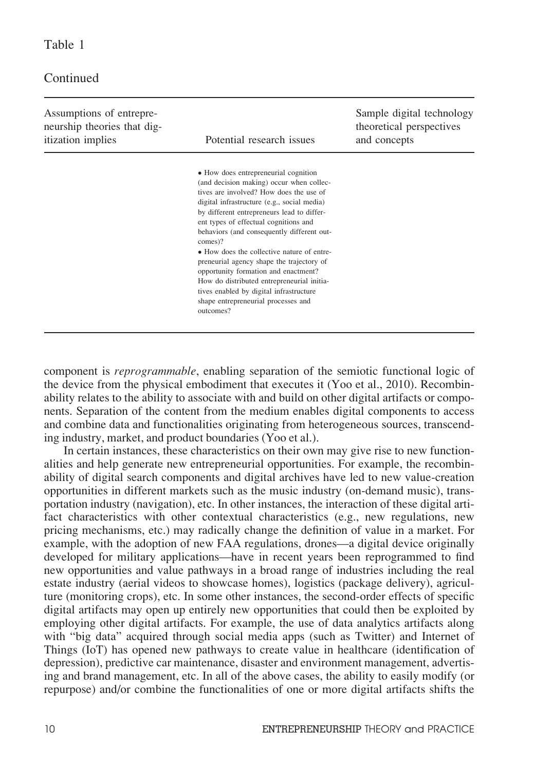Table 1

Continued

| Assumptions of entrepreneurship theories that digitization implies | Potential research issues | Sample digital technology theoretical perspectives and concepts |
|---|---|---|
| | • How does entrepreneurial cognition (and decision making) occur when collectives are involved? How does the use of digital infrastructure (e.g., social media) by different entrepreneurs lead to different types of effectual cognitions and behaviors (and consequently different outcomes)? <br> • How does the collective nature of entrepreneurial agency shape the trajectory of opportunity formation and enactment? How do distributed entrepreneurial initiatives enabled by digital infrastructure shape entrepreneurial processes and outcomes? | |

component is *reprogrammable*, enabling separation of the semiotic functional logic of the device from the physical embodiment that executes it (Yoo et al., 2010). Recombinability relates to the ability to associate with and build on other digital artifacts or components. Separation of the content from the medium enables digital components to access and combine data and functionalities originating from heterogeneous sources, transcending industry, market, and product boundaries (Yoo et al.).

In certain instances, these characteristics on their own may give rise to new functionalities and help generate new entrepreneurial opportunities. For example, the recombinability of digital search components and digital archives have led to new value-creation opportunities in different markets such as the music industry (on-demand music), transportation industry (navigation), etc. In other instances, the interaction of these digital artifact characteristics with other contextual characteristics (e.g., new regulations, new pricing mechanisms, etc.) may radically change the definition of value in a market. For example, with the adoption of new FAA regulations, drones—a digital device originally developed for military applications—have in recent years been reprogrammed to find new opportunities and value pathways in a broad range of industries including the real estate industry (aerial videos to showcase homes), logistics (package delivery), agriculture (monitoring crops), etc. In some other instances, the second-order effects of specific digital artifacts may open up entirely new opportunities that could then be exploited by employing other digital artifacts. For example, the use of data analytics artifacts along with "big data" acquired through social media apps (such as Twitter) and Internet of Things (IoT) has opened new pathways to create value in healthcare (identification of depression), predictive car maintenance, disaster and environment management, advertising and brand management, etc. In all of the above cases, the ability to easily modify (or repurpose) and/or combine the functionalities of one or more digital artifacts shifts the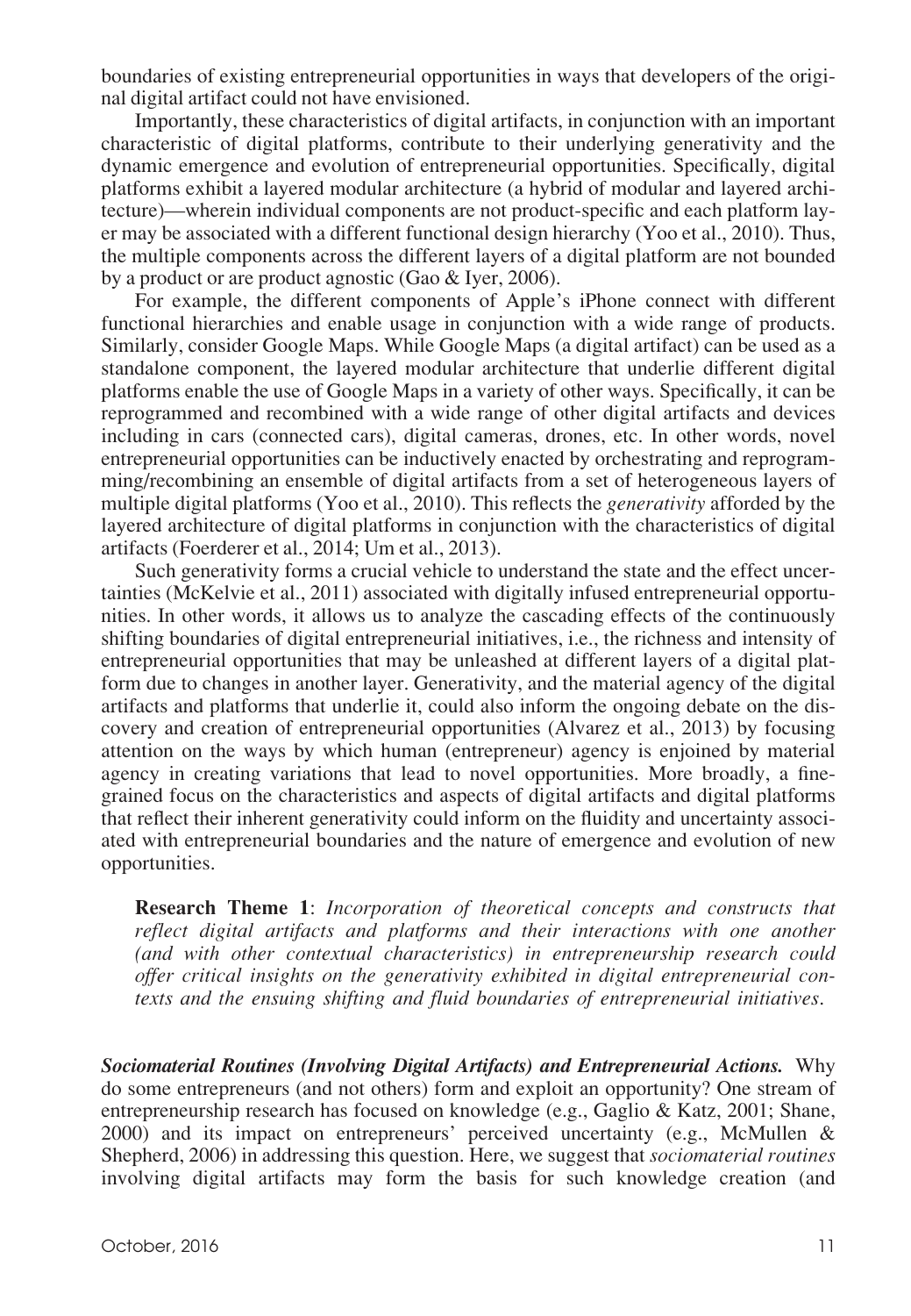boundaries of existing entrepreneurial opportunities in ways that developers of the original digital artifact could not have envisioned.

Importantly, these characteristics of digital artifacts, in conjunction with an important characteristic of digital platforms, contribute to their underlying generativity and the dynamic emergence and evolution of entrepreneurial opportunities. Specifically, digital platforms exhibit a layered modular architecture (a hybrid of modular and layered architecture)—wherein individual components are not product-specific and each platform layer may be associated with a different functional design hierarchy (Yoo et al., 2010). Thus, the multiple components across the different layers of a digital platform are not bounded by a product or are product agnostic (Gao & Iyer, 2006).

For example, the different components of Apple's iPhone connect with different functional hierarchies and enable usage in conjunction with a wide range of products. Similarly, consider Google Maps. While Google Maps (a digital artifact) can be used as a standalone component, the layered modular architecture that underlie different digital platforms enable the use of Google Maps in a variety of other ways. Specifically, it can be reprogrammed and recombined with a wide range of other digital artifacts and devices including in cars (connected cars), digital cameras, drones, etc. In other words, novel entrepreneurial opportunities can be inductively enacted by orchestrating and reprogramming/recombining an ensemble of digital artifacts from a set of heterogeneous layers of multiple digital platforms (Yoo et al., 2010). This reflects the *generativity* afforded by the layered architecture of digital platforms in conjunction with the characteristics of digital artifacts (Foerderer et al., 2014; Um et al., 2013).

Such generativity forms a crucial vehicle to understand the state and the effect uncertainties (McKelvie et al., 2011) associated with digitally infused entrepreneurial opportunities. In other words, it allows us to analyze the cascading effects of the continuously shifting boundaries of digital entrepreneurial initiatives, i.e., the richness and intensity of entrepreneurial opportunities that may be unleashed at different layers of a digital platform due to changes in another layer. Generativity, and the material agency of the digital artifacts and platforms that underlie it, could also inform the ongoing debate on the discovery and creation of entrepreneurial opportunities (Alvarez et al., 2013) by focusing attention on the ways by which human (entrepreneur) agency is enjoined by material agency in creating variations that lead to novel opportunities. More broadly, a fine-grained focus on the characteristics and aspects of digital artifacts and digital platforms that reflect their inherent generativity could inform on the fluidity and uncertainty associated with entrepreneurial boundaries and the nature of emergence and evolution of new opportunities.

> **Research Theme 1**: *Incorporation of theoretical concepts and constructs that reflect digital artifacts and platforms and their interactions with one another (and with other contextual characteristics) in entrepreneurship research could offer critical insights on the generativity exhibited in digital entrepreneurial contexts and the ensuing shifting and fluid boundaries of entrepreneurial initiatives*.

***Sociomaterial Routines (Involving Digital Artifacts) and Entrepreneurial Actions.*** Why do some entrepreneurs (and not others) form and exploit an opportunity? One stream of entrepreneurship research has focused on knowledge (e.g., Gaglio & Katz, 2001; Shane, 2000) and its impact on entrepreneurs' perceived uncertainty (e.g., McMullen & Shepherd, 2006) in addressing this question. Here, we suggest that *sociomaterial routines* involving digital artifacts may form the basis for such knowledge creation (and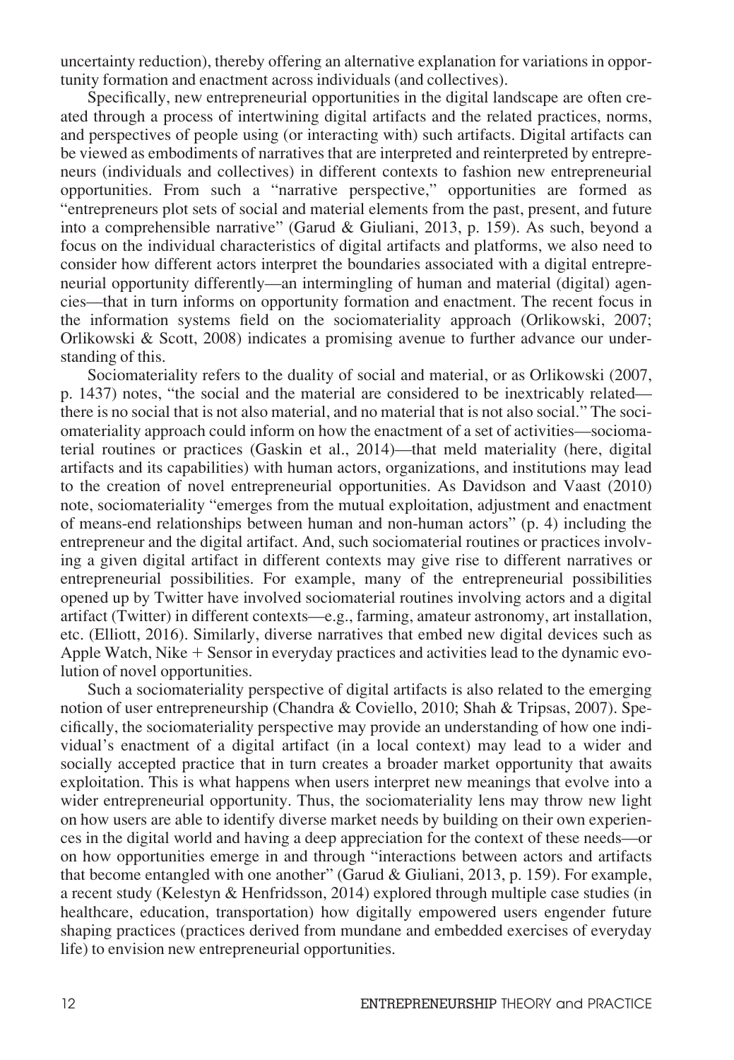uncertainty reduction), thereby offering an alternative explanation for variations in opportunity formation and enactment across individuals (and collectives).

Specifically, new entrepreneurial opportunities in the digital landscape are often created through a process of intertwining digital artifacts and the related practices, norms, and perspectives of people using (or interacting with) such artifacts. Digital artifacts can be viewed as embodiments of narratives that are interpreted and reinterpreted by entrepreneurs (individuals and collectives) in different contexts to fashion new entrepreneurial opportunities. From such a "narrative perspective," opportunities are formed as "entrepreneurs plot sets of social and material elements from the past, present, and future into a comprehensible narrative" (Garud & Giuliani, 2013, p. 159). As such, beyond a focus on the individual characteristics of digital artifacts and platforms, we also need to consider how different actors interpret the boundaries associated with a digital entrepreneurial opportunity differently—an intermingling of human and material (digital) agencies—that in turn informs on opportunity formation and enactment. The recent focus in the information systems field on the sociomateriality approach (Orlikowski, 2007; Orlikowski & Scott, 2008) indicates a promising avenue to further advance our understanding of this.

Sociomateriality refers to the duality of social and material, or as Orlikowski (2007, p. 1437) notes, "the social and the material are considered to be inextricably related—there is no social that is not also material, and no material that is not also social." The sociomateriality approach could inform on how the enactment of a set of activities—sociomaterial routines or practices (Gaskin et al., 2014)—that meld materiality (here, digital artifacts and its capabilities) with human actors, organizations, and institutions may lead to the creation of novel entrepreneurial opportunities. As Davidson and Vaast (2010) note, sociomateriality "emerges from the mutual exploitation, adjustment and enactment of means-end relationships between human and non-human actors" (p. 4) including the entrepreneur and the digital artifact. And, such sociomaterial routines or practices involving a given digital artifact in different contexts may give rise to different narratives or entrepreneurial possibilities. For example, many of the entrepreneurial possibilities opened up by Twitter have involved sociomaterial routines involving actors and a digital artifact (Twitter) in different contexts—e.g., farming, amateur astronomy, art installation, etc. (Elliott, 2016). Similarly, diverse narratives that embed new digital devices such as Apple Watch, Nike + Sensor in everyday practices and activities lead to the dynamic evolution of novel opportunities.

Such a sociomateriality perspective of digital artifacts is also related to the emerging notion of user entrepreneurship (Chandra & Coviello, 2010; Shah & Tripsas, 2007). Specifically, the sociomateriality perspective may provide an understanding of how one individual's enactment of a digital artifact (in a local context) may lead to a wider and socially accepted practice that in turn creates a broader market opportunity that awaits exploitation. This is what happens when users interpret new meanings that evolve into a wider entrepreneurial opportunity. Thus, the sociomateriality lens may throw new light on how users are able to identify diverse market needs by building on their own experiences in the digital world and having a deep appreciation for the context of these needs—or on how opportunities emerge in and through "interactions between actors and artifacts that become entangled with one another" (Garud & Giuliani, 2013, p. 159). For example, a recent study (Kelestyn & Henfridsson, 2014) explored through multiple case studies (in healthcare, education, transportation) how digitally empowered users engender future shaping practices (practices derived from mundane and embedded exercises of everyday life) to envision new entrepreneurial opportunities.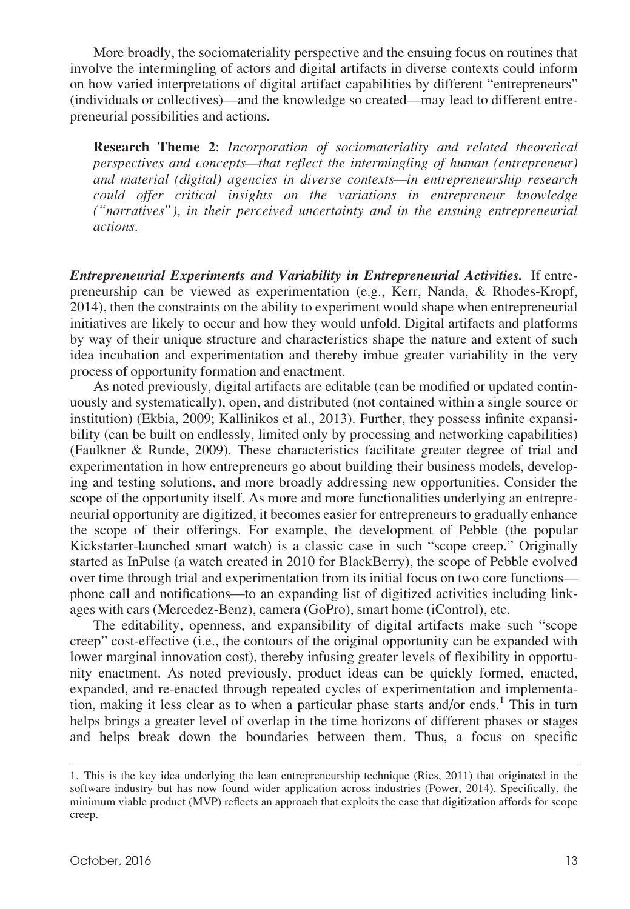More broadly, the sociomateriality perspective and the ensuing focus on routines that involve the intermingling of actors and digital artifacts in diverse contexts could inform on how varied interpretations of digital artifact capabilities by different "entrepreneurs" (individuals or collectives)—and the knowledge so created—may lead to different entrepreneurial possibilities and actions.

> **Research Theme 2**: *Incorporation of sociomateriality and related theoretical perspectives and concepts—that reflect the intermingling of human (entrepreneur) and material (digital) agencies in diverse contexts—in entrepreneurship research could offer critical insights on the variations in entrepreneur knowledge ("narratives"), in their perceived uncertainty and in the ensuing entrepreneurial actions.*

***Entrepreneurial Experiments and Variability in Entrepreneurial Activities.*** If entrepreneurship can be viewed as experimentation (e.g., Kerr, Nanda, & Rhodes-Kropf, 2014), then the constraints on the ability to experiment would shape when entrepreneurial initiatives are likely to occur and how they would unfold. Digital artifacts and platforms by way of their unique structure and characteristics shape the nature and extent of such idea incubation and experimentation and thereby imbue greater variability in the very process of opportunity formation and enactment.

As noted previously, digital artifacts are editable (can be modified or updated continuously and systematically), open, and distributed (not contained within a single source or institution) (Ekbia, 2009; Kallinikos et al., 2013). Further, they possess infinite expansibility (can be built on endlessly, limited only by processing and networking capabilities) (Faulkner & Runde, 2009). These characteristics facilitate greater degree of trial and experimentation in how entrepreneurs go about building their business models, developing and testing solutions, and more broadly addressing new opportunities. Consider the scope of the opportunity itself. As more and more functionalities underlying an entrepreneurial opportunity are digitized, it becomes easier for entrepreneurs to gradually enhance the scope of their offerings. For example, the development of Pebble (the popular Kickstarter-launched smart watch) is a classic case in such "scope creep." Originally started as InPulse (a watch created in 2010 for BlackBerry), the scope of Pebble evolved over time through trial and experimentation from its initial focus on two core functions—phone call and notifications—to an expanding list of digitized activities including linkages with cars (Mercedez-Benz), camera (GoPro), smart home (iControl), etc.

The editability, openness, and expansibility of digital artifacts make such "scope creep" cost-effective (i.e., the contours of the original opportunity can be expanded with lower marginal innovation cost), thereby infusing greater levels of flexibility in opportunity enactment. As noted previously, product ideas can be quickly formed, enacted, expanded, and re-enacted through repeated cycles of experimentation and implementation, making it less clear as to when a particular phase starts and/or ends.[1] This in turn helps brings a greater level of overlap in the time horizons of different phases or stages and helps break down the boundaries between them. Thus, a focus on specific

1. This is the key idea underlying the lean entrepreneurship technique (Ries, 2011) that originated in the software industry but has now found wider application across industries (Power, 2014). Specifically, the minimum viable product (MVP) reflects an approach that exploits the ease that digitization affords for scope creep.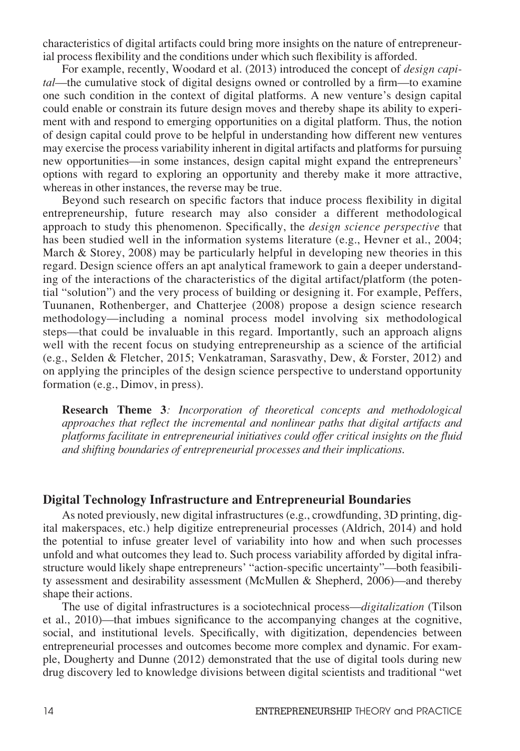characteristics of digital artifacts could bring more insights on the nature of entrepreneurial process flexibility and the conditions under which such flexibility is afforded.

For example, recently, Woodard et al. (2013) introduced the concept of *design capital*—the cumulative stock of digital designs owned or controlled by a firm—to examine one such condition in the context of digital platforms. A new venture's design capital could enable or constrain its future design moves and thereby shape its ability to experiment with and respond to emerging opportunities on a digital platform. Thus, the notion of design capital could prove to be helpful in understanding how different new ventures may exercise the process variability inherent in digital artifacts and platforms for pursuing new opportunities—in some instances, design capital might expand the entrepreneurs' options with regard to exploring an opportunity and thereby make it more attractive, whereas in other instances, the reverse may be true.

Beyond such research on specific factors that induce process flexibility in digital entrepreneurship, future research may also consider a different methodological approach to study this phenomenon. Specifically, the *design science perspective* that has been studied well in the information systems literature (e.g., Hevner et al., 2004; March & Storey, 2008) may be particularly helpful in developing new theories in this regard. Design science offers an apt analytical framework to gain a deeper understanding of the interactions of the characteristics of the digital artifact/platform (the potential "solution") and the very process of building or designing it. For example, Peffers, Tuunanen, Rothenberger, and Chatterjee (2008) propose a design science research methodology—including a nominal process model involving six methodological steps—that could be invaluable in this regard. Importantly, such an approach aligns well with the recent focus on studying entrepreneurship as a science of the artificial (e.g., Selden & Fletcher, 2015; Venkatraman, Sarasvathy, Dew, & Forster, 2012) and on applying the principles of the design science perspective to understand opportunity formation (e.g., Dimov, in press).

> **Research Theme 3***: Incorporation of theoretical concepts and methodological approaches that reflect the incremental and nonlinear paths that digital artifacts and platforms facilitate in entrepreneurial initiatives could offer critical insights on the fluid and shifting boundaries of entrepreneurial processes and their implications.*

## Digital Technology Infrastructure and Entrepreneurial Boundaries

As noted previously, new digital infrastructures (e.g., crowdfunding, 3D printing, digital makerspaces, etc.) help digitize entrepreneurial processes (Aldrich, 2014) and hold the potential to infuse greater level of variability into how and when such processes unfold and what outcomes they lead to. Such process variability afforded by digital infrastructure would likely shape entrepreneurs' "action-specific uncertainty"—both feasibility assessment and desirability assessment (McMullen & Shepherd, 2006)—and thereby shape their actions.

The use of digital infrastructures is a sociotechnical process—*digitalization* (Tilson et al., 2010)—that imbues significance to the accompanying changes at the cognitive, social, and institutional levels. Specifically, with digitization, dependencies between entrepreneurial processes and outcomes become more complex and dynamic. For example, Dougherty and Dunne (2012) demonstrated that the use of digital tools during new drug discovery led to knowledge divisions between digital scientists and traditional "wet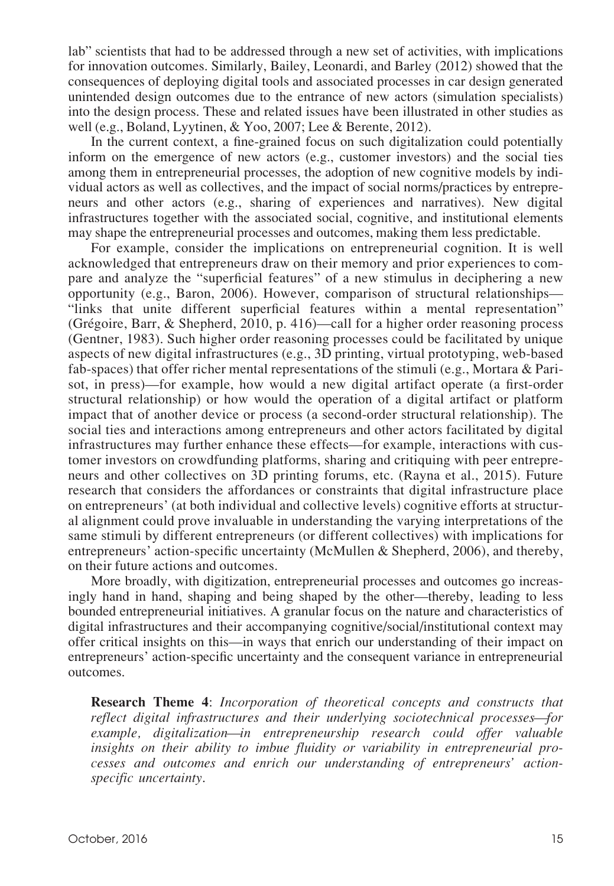lab" scientists that had to be addressed through a new set of activities, with implications for innovation outcomes. Similarly, Bailey, Leonardi, and Barley (2012) showed that the consequences of deploying digital tools and associated processes in car design generated unintended design outcomes due to the entrance of new actors (simulation specialists) into the design process. These and related issues have been illustrated in other studies as well (e.g., Boland, Lyytinen, & Yoo, 2007; Lee & Berente, 2012).

In the current context, a fine-grained focus on such digitalization could potentially inform on the emergence of new actors (e.g., customer investors) and the social ties among them in entrepreneurial processes, the adoption of new cognitive models by individual actors as well as collectives, and the impact of social norms/practices by entrepreneurs and other actors (e.g., sharing of experiences and narratives). New digital infrastructures together with the associated social, cognitive, and institutional elements may shape the entrepreneurial processes and outcomes, making them less predictable.

For example, consider the implications on entrepreneurial cognition. It is well acknowledged that entrepreneurs draw on their memory and prior experiences to compare and analyze the "superficial features" of a new stimulus in deciphering a new opportunity (e.g., Baron, 2006). However, comparison of structural relationships—"links that unite different superficial features within a mental representation" (Grégoire, Barr, & Shepherd, 2010, p. 416)—call for a higher order reasoning process (Gentner, 1983). Such higher order reasoning processes could be facilitated by unique aspects of new digital infrastructures (e.g., 3D printing, virtual prototyping, web-based fab-spaces) that offer richer mental representations of the stimuli (e.g., Mortara & Parisot, in press)—for example, how would a new digital artifact operate (a first-order structural relationship) or how would the operation of a digital artifact or platform impact that of another device or process (a second-order structural relationship). The social ties and interactions among entrepreneurs and other actors facilitated by digital infrastructures may further enhance these effects—for example, interactions with customer investors on crowdfunding platforms, sharing and critiquing with peer entrepreneurs and other collectives on 3D printing forums, etc. (Rayna et al., 2015). Future research that considers the affordances or constraints that digital infrastructure place on entrepreneurs' (at both individual and collective levels) cognitive efforts at structural alignment could prove invaluable in understanding the varying interpretations of the same stimuli by different entrepreneurs (or different collectives) with implications for entrepreneurs' action-specific uncertainty (McMullen & Shepherd, 2006), and thereby, on their future actions and outcomes.

More broadly, with digitization, entrepreneurial processes and outcomes go increasingly hand in hand, shaping and being shaped by the other—thereby, leading to less bounded entrepreneurial initiatives. A granular focus on the nature and characteristics of digital infrastructures and their accompanying cognitive/social/institutional context may offer critical insights on this—in ways that enrich our understanding of their impact on entrepreneurs' action-specific uncertainty and the consequent variance in entrepreneurial outcomes.

> **Research Theme 4**: *Incorporation of theoretical concepts and constructs that reflect digital infrastructures and their underlying sociotechnical processes—for example, digitalization—in entrepreneurship research could offer valuable insights on their ability to imbue fluidity or variability in entrepreneurial processes and outcomes and enrich our understanding of entrepreneurs' action-specific uncertainty.*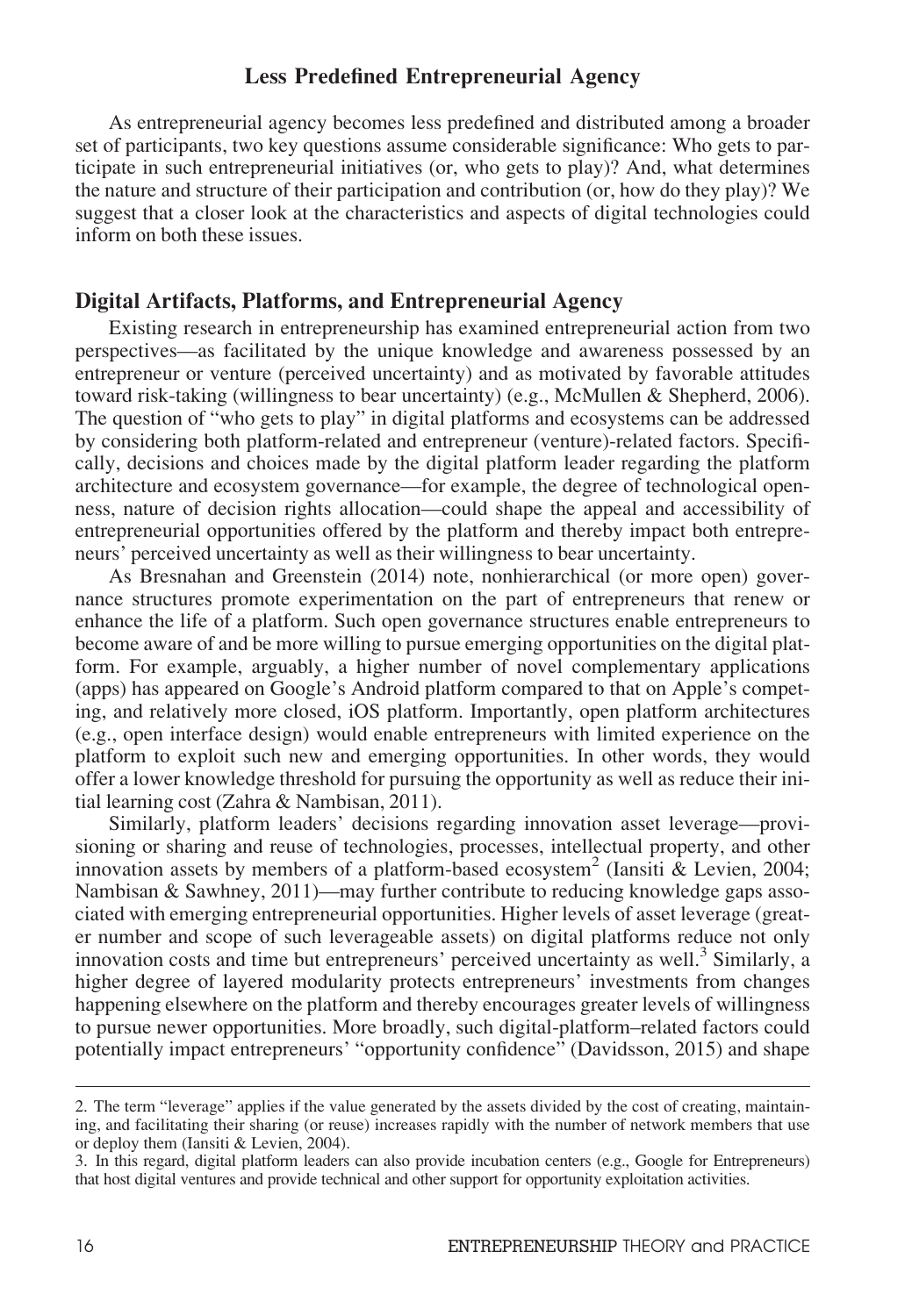### Less Predefined Entrepreneurial Agency

As entrepreneurial agency becomes less predefined and distributed among a broader set of participants, two key questions assume considerable significance: Who gets to participate in such entrepreneurial initiatives (or, who gets to play)? And, what determines the nature and structure of their participation and contribution (or, how do they play)? We suggest that a closer look at the characteristics and aspects of digital technologies could inform on both these issues.

## Digital Artifacts, Platforms, and Entrepreneurial Agency

Existing research in entrepreneurship has examined entrepreneurial action from two perspectives—as facilitated by the unique knowledge and awareness possessed by an entrepreneur or venture (perceived uncertainty) and as motivated by favorable attitudes toward risk-taking (willingness to bear uncertainty) (e.g., McMullen & Shepherd, 2006). The question of "who gets to play" in digital platforms and ecosystems can be addressed by considering both platform-related and entrepreneur (venture)-related factors. Specifically, decisions and choices made by the digital platform leader regarding the platform architecture and ecosystem governance—for example, the degree of technological openness, nature of decision rights allocation—could shape the appeal and accessibility of entrepreneurial opportunities offered by the platform and thereby impact both entrepreneurs' perceived uncertainty as well as their willingness to bear uncertainty.

As Bresnahan and Greenstein (2014) note, nonhierarchical (or more open) governance structures promote experimentation on the part of entrepreneurs that renew or enhance the life of a platform. Such open governance structures enable entrepreneurs to become aware of and be more willing to pursue emerging opportunities on the digital platform. For example, arguably, a higher number of novel complementary applications (apps) has appeared on Google's Android platform compared to that on Apple's competing, and relatively more closed, iOS platform. Importantly, open platform architectures (e.g., open interface design) would enable entrepreneurs with limited experience on the platform to exploit such new and emerging opportunities. In other words, they would offer a lower knowledge threshold for pursuing the opportunity as well as reduce their initial learning cost (Zahra & Nambisan, 2011).

Similarly, platform leaders' decisions regarding innovation asset leverage—provisioning or sharing and reuse of technologies, processes, intellectual property, and other innovation assets by members of a platform-based ecosystem[2] (Iansiti & Levien, 2004; Nambisan & Sawhney, 2011)—may further contribute to reducing knowledge gaps associated with emerging entrepreneurial opportunities. Higher levels of asset leverage (greater number and scope of such leverageable assets) on digital platforms reduce not only innovation costs and time but entrepreneurs' perceived uncertainty as well.[3] Similarly, a higher degree of layered modularity protects entrepreneurs' investments from changes happening elsewhere on the platform and thereby encourages greater levels of willingness to pursue newer opportunities. More broadly, such digital-platform–related factors could potentially impact entrepreneurs' "opportunity confidence" (Davidsson, 2015) and shape

2. The term "leverage" applies if the value generated by the assets divided by the cost of creating, maintaining, and facilitating their sharing (or reuse) increases rapidly with the number of network members that use or deploy them (Iansiti & Levien, 2004).

3. In this regard, digital platform leaders can also provide incubation centers (e.g., Google for Entrepreneurs) that host digital ventures and provide technical and other support for opportunity exploitation activities.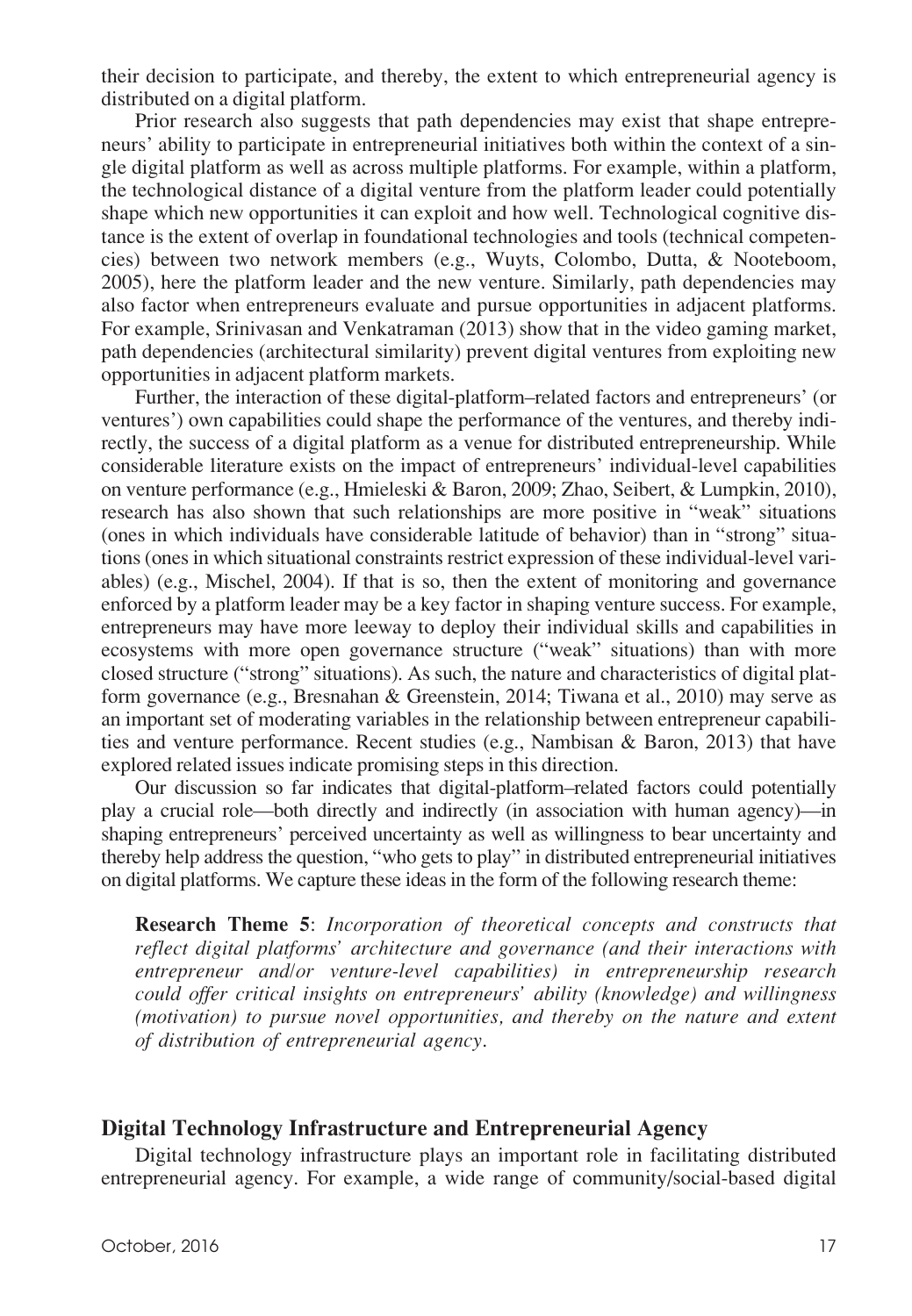their decision to participate, and thereby, the extent to which entrepreneurial agency is distributed on a digital platform.

Prior research also suggests that path dependencies may exist that shape entrepreneurs' ability to participate in entrepreneurial initiatives both within the context of a single digital platform as well as across multiple platforms. For example, within a platform, the technological distance of a digital venture from the platform leader could potentially shape which new opportunities it can exploit and how well. Technological cognitive distance is the extent of overlap in foundational technologies and tools (technical competencies) between two network members (e.g., Wuyts, Colombo, Dutta, & Nooteboom, 2005), here the platform leader and the new venture. Similarly, path dependencies may also factor when entrepreneurs evaluate and pursue opportunities in adjacent platforms. For example, Srinivasan and Venkatraman (2013) show that in the video gaming market, path dependencies (architectural similarity) prevent digital ventures from exploiting new opportunities in adjacent platform markets.

Further, the interaction of these digital-platform–related factors and entrepreneurs' (or ventures') own capabilities could shape the performance of the ventures, and thereby indirectly, the success of a digital platform as a venue for distributed entrepreneurship. While considerable literature exists on the impact of entrepreneurs' individual-level capabilities on venture performance (e.g., Hmieleski & Baron, 2009; Zhao, Seibert, & Lumpkin, 2010), research has also shown that such relationships are more positive in "weak" situations (ones in which individuals have considerable latitude of behavior) than in "strong" situations (ones in which situational constraints restrict expression of these individual-level variables) (e.g., Mischel, 2004). If that is so, then the extent of monitoring and governance enforced by a platform leader may be a key factor in shaping venture success. For example, entrepreneurs may have more leeway to deploy their individual skills and capabilities in ecosystems with more open governance structure ("weak" situations) than with more closed structure ("strong" situations). As such, the nature and characteristics of digital platform governance (e.g., Bresnahan & Greenstein, 2014; Tiwana et al., 2010) may serve as an important set of moderating variables in the relationship between entrepreneur capabilities and venture performance. Recent studies (e.g., Nambisan & Baron, 2013) that have explored related issues indicate promising steps in this direction.

Our discussion so far indicates that digital-platform–related factors could potentially play a crucial role—both directly and indirectly (in association with human agency)—in shaping entrepreneurs' perceived uncertainty as well as willingness to bear uncertainty and thereby help address the question, "who gets to play" in distributed entrepreneurial initiatives on digital platforms. We capture these ideas in the form of the following research theme:

> **Research Theme 5**: *Incorporation of theoretical concepts and constructs that reflect digital platforms' architecture and governance (and their interactions with entrepreneur and/or venture-level capabilities) in entrepreneurship research could offer critical insights on entrepreneurs' ability (knowledge) and willingness (motivation) to pursue novel opportunities, and thereby on the nature and extent of distribution of entrepreneurial agency.*

## Digital Technology Infrastructure and Entrepreneurial Agency

Digital technology infrastructure plays an important role in facilitating distributed entrepreneurial agency. For example, a wide range of community/social-based digital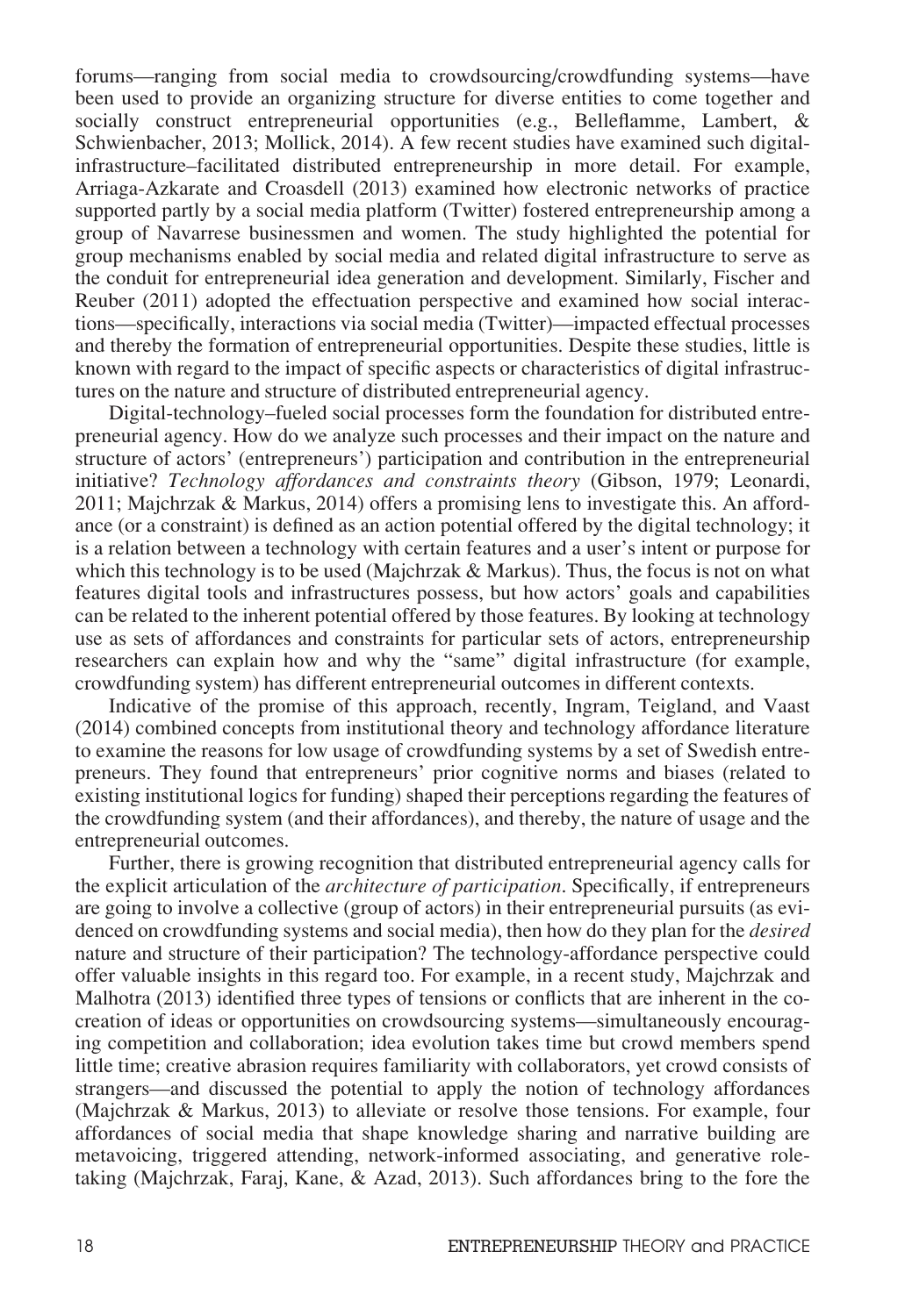forums—ranging from social media to crowdsourcing/crowdfunding systems—have been used to provide an organizing structure for diverse entities to come together and socially construct entrepreneurial opportunities (e.g., Belleflamme, Lambert, & Schwienbacher, 2013; Mollick, 2014). A few recent studies have examined such digital-infrastructure–facilitated distributed entrepreneurship in more detail. For example, Arriaga-Azkarate and Croasdell (2013) examined how electronic networks of practice supported partly by a social media platform (Twitter) fostered entrepreneurship among a group of Navarrese businessmen and women. The study highlighted the potential for group mechanisms enabled by social media and related digital infrastructure to serve as the conduit for entrepreneurial idea generation and development. Similarly, Fischer and Reuber (2011) adopted the effectuation perspective and examined how social interactions—specifically, interactions via social media (Twitter)—impacted effectual processes and thereby the formation of entrepreneurial opportunities. Despite these studies, little is known with regard to the impact of specific aspects or characteristics of digital infrastructures on the nature and structure of distributed entrepreneurial agency.

Digital-technology–fueled social processes form the foundation for distributed entrepreneurial agency. How do we analyze such processes and their impact on the nature and structure of actors' (entrepreneurs') participation and contribution in the entrepreneurial initiative? *Technology affordances and constraints theory* (Gibson, 1979; Leonardi, 2011; Majchrzak & Markus, 2014) offers a promising lens to investigate this. An affordance (or a constraint) is defined as an action potential offered by the digital technology; it is a relation between a technology with certain features and a user's intent or purpose for which this technology is to be used (Majchrzak & Markus). Thus, the focus is not on what features digital tools and infrastructures possess, but how actors' goals and capabilities can be related to the inherent potential offered by those features. By looking at technology use as sets of affordances and constraints for particular sets of actors, entrepreneurship researchers can explain how and why the "same" digital infrastructure (for example, crowdfunding system) has different entrepreneurial outcomes in different contexts.

Indicative of the promise of this approach, recently, Ingram, Teigland, and Vaast (2014) combined concepts from institutional theory and technology affordance literature to examine the reasons for low usage of crowdfunding systems by a set of Swedish entrepreneurs. They found that entrepreneurs' prior cognitive norms and biases (related to existing institutional logics for funding) shaped their perceptions regarding the features of the crowdfunding system (and their affordances), and thereby, the nature of usage and the entrepreneurial outcomes.

Further, there is growing recognition that distributed entrepreneurial agency calls for the explicit articulation of the *architecture of participation*. Specifically, if entrepreneurs are going to involve a collective (group of actors) in their entrepreneurial pursuits (as evidenced on crowdfunding systems and social media), then how do they plan for the *desired* nature and structure of their participation? The technology-affordance perspective could offer valuable insights in this regard too. For example, in a recent study, Majchrzak and Malhotra (2013) identified three types of tensions or conflicts that are inherent in the co-creation of ideas or opportunities on crowdsourcing systems—simultaneously encouraging competition and collaboration; idea evolution takes time but crowd members spend little time; creative abrasion requires familiarity with collaborators, yet crowd consists of strangers—and discussed the potential to apply the notion of technology affordances (Majchrzak & Markus, 2013) to alleviate or resolve those tensions. For example, four affordances of social media that shape knowledge sharing and narrative building are metavoicing, triggered attending, network-informed associating, and generative role-taking (Majchrzak, Faraj, Kane, & Azad, 2013). Such affordances bring to the fore the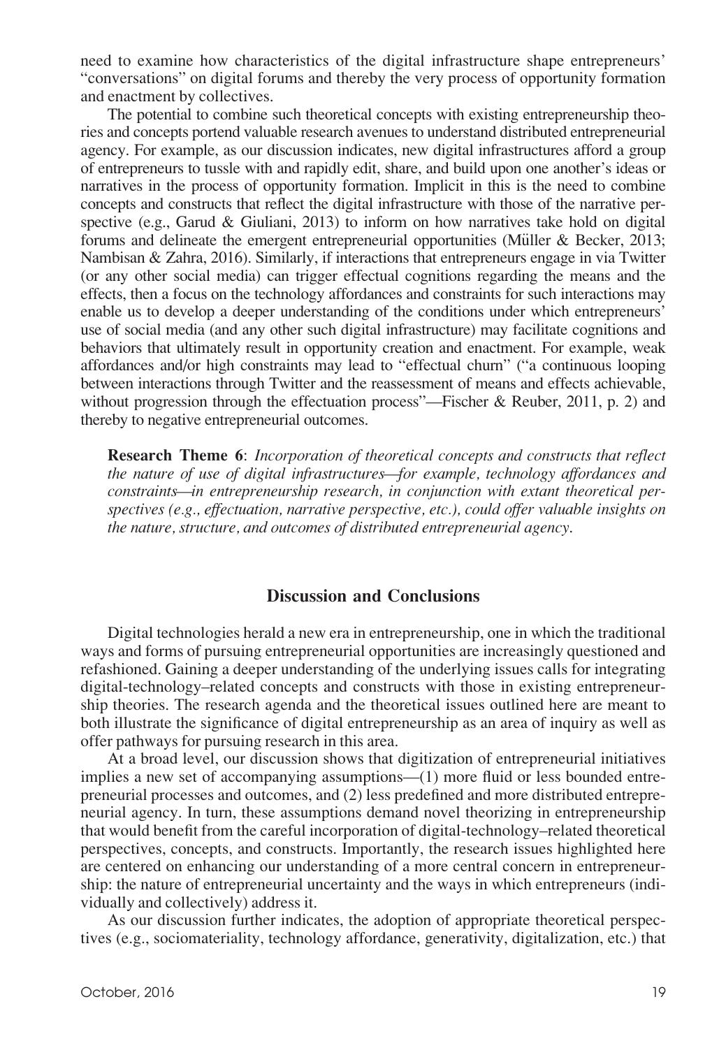need to examine how characteristics of the digital infrastructure shape entrepreneurs' "conversations" on digital forums and thereby the very process of opportunity formation and enactment by collectives.

The potential to combine such theoretical concepts with existing entrepreneurship theories and concepts portend valuable research avenues to understand distributed entrepreneurial agency. For example, as our discussion indicates, new digital infrastructures afford a group of entrepreneurs to tussle with and rapidly edit, share, and build upon one another's ideas or narratives in the process of opportunity formation. Implicit in this is the need to combine concepts and constructs that reflect the digital infrastructure with those of the narrative perspective (e.g., Garud & Giuliani, 2013) to inform on how narratives take hold on digital forums and delineate the emergent entrepreneurial opportunities (Müller & Becker, 2013; Nambisan & Zahra, 2016). Similarly, if interactions that entrepreneurs engage in via Twitter (or any other social media) can trigger effectual cognitions regarding the means and the effects, then a focus on the technology affordances and constraints for such interactions may enable us to develop a deeper understanding of the conditions under which entrepreneurs' use of social media (and any other such digital infrastructure) may facilitate cognitions and behaviors that ultimately result in opportunity creation and enactment. For example, weak affordances and/or high constraints may lead to "effectual churn" ("a continuous looping between interactions through Twitter and the reassessment of means and effects achievable, without progression through the effectuation process"—Fischer & Reuber, 2011, p. 2) and thereby to negative entrepreneurial outcomes.

> **Research Theme 6**: *Incorporation of theoretical concepts and constructs that reflect the nature of use of digital infrastructures—for example, technology affordances and constraints—in entrepreneurship research, in conjunction with extant theoretical perspectives (e.g., effectuation, narrative perspective, etc.), could offer valuable insights on the nature, structure, and outcomes of distributed entrepreneurial agency.*

## Discussion and Conclusions

Digital technologies herald a new era in entrepreneurship, one in which the traditional ways and forms of pursuing entrepreneurial opportunities are increasingly questioned and refashioned. Gaining a deeper understanding of the underlying issues calls for integrating digital-technology–related concepts and constructs with those in existing entrepreneurship theories. The research agenda and the theoretical issues outlined here are meant to both illustrate the significance of digital entrepreneurship as an area of inquiry as well as offer pathways for pursuing research in this area.

At a broad level, our discussion shows that digitization of entrepreneurial initiatives implies a new set of accompanying assumptions—(1) more fluid or less bounded entrepreneurial processes and outcomes, and (2) less predefined and more distributed entrepreneurial agency. In turn, these assumptions demand novel theorizing in entrepreneurship that would benefit from the careful incorporation of digital-technology–related theoretical perspectives, concepts, and constructs. Importantly, the research issues highlighted here are centered on enhancing our understanding of a more central concern in entrepreneurship: the nature of entrepreneurial uncertainty and the ways in which entrepreneurs (individually and collectively) address it.

As our discussion further indicates, the adoption of appropriate theoretical perspectives (e.g., sociomateriality, technology affordance, generativity, digitalization, etc.) that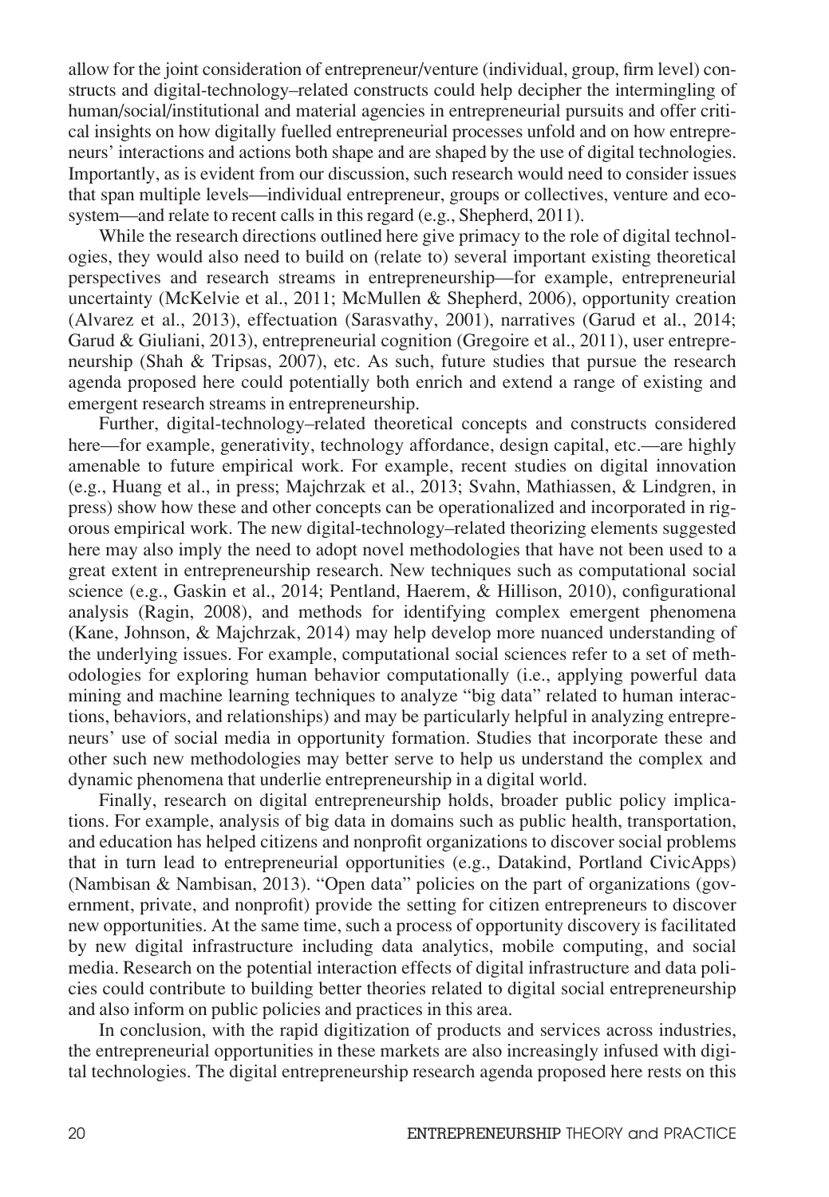allow for the joint consideration of entrepreneur/venture (individual, group, firm level) constructs and digital-technology–related constructs could help decipher the intermingling of human/social/institutional and material agencies in entrepreneurial pursuits and offer critical insights on how digitally fuelled entrepreneurial processes unfold and on how entrepreneurs' interactions and actions both shape and are shaped by the use of digital technologies. Importantly, as is evident from our discussion, such research would need to consider issues that span multiple levels—individual entrepreneur, groups or collectives, venture and ecosystem—and relate to recent calls in this regard (e.g., Shepherd, 2011).

While the research directions outlined here give primacy to the role of digital technologies, they would also need to build on (relate to) several important existing theoretical perspectives and research streams in entrepreneurship—for example, entrepreneurial uncertainty (McKelvie et al., 2011; McMullen & Shepherd, 2006), opportunity creation (Alvarez et al., 2013), effectuation (Sarasvathy, 2001), narratives (Garud et al., 2014; Garud & Giuliani, 2013), entrepreneurial cognition (Gregoire et al., 2011), user entrepreneurship (Shah & Tripsas, 2007), etc. As such, future studies that pursue the research agenda proposed here could potentially both enrich and extend a range of existing and emergent research streams in entrepreneurship.

Further, digital-technology–related theoretical concepts and constructs considered here—for example, generativity, technology affordance, design capital, etc.—are highly amenable to future empirical work. For example, recent studies on digital innovation (e.g., Huang et al., in press; Majchrzak et al., 2013; Svahn, Mathiassen, & Lindgren, in press) show how these and other concepts can be operationalized and incorporated in rigorous empirical work. The new digital-technology–related theorizing elements suggested here may also imply the need to adopt novel methodologies that have not been used to a great extent in entrepreneurship research. New techniques such as computational social science (e.g., Gaskin et al., 2014; Pentland, Haerem, & Hillison, 2010), configurational analysis (Ragin, 2008), and methods for identifying complex emergent phenomena (Kane, Johnson, & Majchrzak, 2014) may help develop more nuanced understanding of the underlying issues. For example, computational social sciences refer to a set of methodologies for exploring human behavior computationally (i.e., applying powerful data mining and machine learning techniques to analyze "big data" related to human interactions, behaviors, and relationships) and may be particularly helpful in analyzing entrepreneurs' use of social media in opportunity formation. Studies that incorporate these and other such new methodologies may better serve to help us understand the complex and dynamic phenomena that underlie entrepreneurship in a digital world.

Finally, research on digital entrepreneurship holds, broader public policy implications. For example, analysis of big data in domains such as public health, transportation, and education has helped citizens and nonprofit organizations to discover social problems that in turn lead to entrepreneurial opportunities (e.g., Datakind, Portland CivicApps) (Nambisan & Nambisan, 2013). "Open data" policies on the part of organizations (government, private, and nonprofit) provide the setting for citizen entrepreneurs to discover new opportunities. At the same time, such a process of opportunity discovery is facilitated by new digital infrastructure including data analytics, mobile computing, and social media. Research on the potential interaction effects of digital infrastructure and data policies could contribute to building better theories related to digital social entrepreneurship and also inform on public policies and practices in this area.

In conclusion, with the rapid digitization of products and services across industries, the entrepreneurial opportunities in these markets are also increasingly infused with digital technologies. The digital entrepreneurship research agenda proposed here rests on this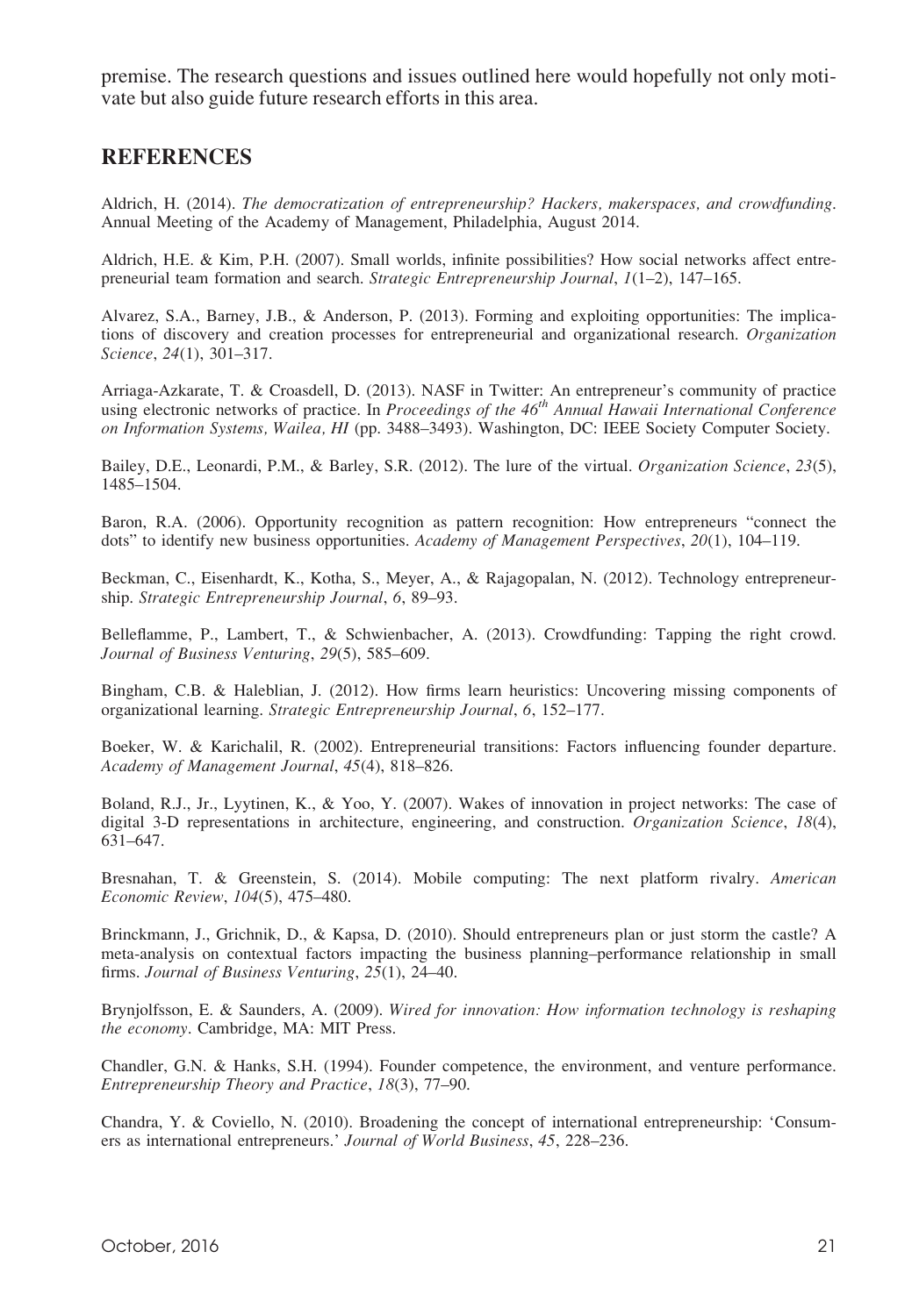premise. The research questions and issues outlined here would hopefully not only motivate but also guide future research efforts in this area.

## REFERENCES

Aldrich, H. (2014). *The democratization of entrepreneurship? Hackers, makerspaces, and crowdfunding*. Annual Meeting of the Academy of Management, Philadelphia, August 2014.

Aldrich, H.E. & Kim, P.H. (2007). Small worlds, infinite possibilities? How social networks affect entrepreneurial team formation and search. *Strategic Entrepreneurship Journal*, *1*(1–2), 147–165.

Alvarez, S.A., Barney, J.B., & Anderson, P. (2013). Forming and exploiting opportunities: The implications of discovery and creation processes for entrepreneurial and organizational research. *Organization Science*, *24*(1), 301–317.

Arriaga-Azkarate, T. & Croasdell, D. (2013). NASF in Twitter: An entrepreneur's community of practice using electronic networks of practice. In *Proceedings of the 46th Annual Hawaii International Conference on Information Systems, Wailea, HI* (pp. 3488–3493). Washington, DC: IEEE Society Computer Society.

Bailey, D.E., Leonardi, P.M., & Barley, S.R. (2012). The lure of the virtual. *Organization Science*, *23*(5), 1485–1504.

Baron, R.A. (2006). Opportunity recognition as pattern recognition: How entrepreneurs "connect the dots" to identify new business opportunities. *Academy of Management Perspectives*, *20*(1), 104–119.

Beckman, C., Eisenhardt, K., Kotha, S., Meyer, A., & Rajagopalan, N. (2012). Technology entrepreneurship. *Strategic Entrepreneurship Journal*, *6*, 89–93.

Belleflamme, P., Lambert, T., & Schwienbacher, A. (2013). Crowdfunding: Tapping the right crowd. *Journal of Business Venturing*, *29*(5), 585–609.

Bingham, C.B. & Haleblian, J. (2012). How firms learn heuristics: Uncovering missing components of organizational learning. *Strategic Entrepreneurship Journal*, *6*, 152–177.

Boeker, W. & Karichalil, R. (2002). Entrepreneurial transitions: Factors influencing founder departure. *Academy of Management Journal*, *45*(4), 818–826.

Boland, R.J., Jr., Lyytinen, K., & Yoo, Y. (2007). Wakes of innovation in project networks: The case of digital 3-D representations in architecture, engineering, and construction. *Organization Science*, *18*(4), 631–647.

Bresnahan, T. & Greenstein, S. (2014). Mobile computing: The next platform rivalry. *American Economic Review*, *104*(5), 475–480.

Brinckmann, J., Grichnik, D., & Kapsa, D. (2010). Should entrepreneurs plan or just storm the castle? A meta-analysis on contextual factors impacting the business planning–performance relationship in small firms. *Journal of Business Venturing*, *25*(1), 24–40.

Brynjolfsson, E. & Saunders, A. (2009). *Wired for innovation: How information technology is reshaping the economy*. Cambridge, MA: MIT Press.

Chandler, G.N. & Hanks, S.H. (1994). Founder competence, the environment, and venture performance. *Entrepreneurship Theory and Practice*, *18*(3), 77–90.

Chandra, Y. & Coviello, N. (2010). Broadening the concept of international entrepreneurship: 'Consumers as international entrepreneurs.' *Journal of World Business*, *45*, 228–236.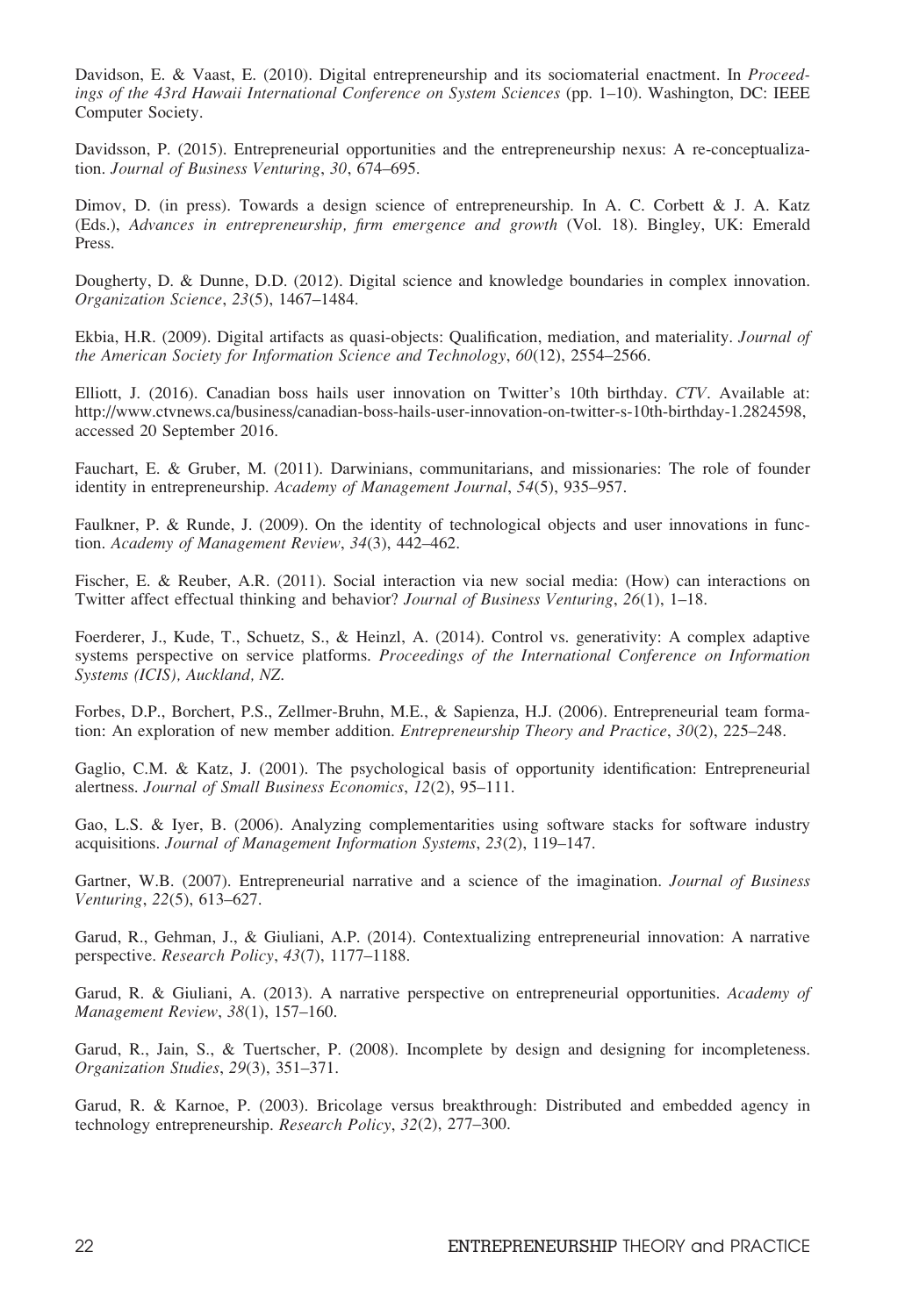Davidson, E. & Vaast, E. (2010). Digital entrepreneurship and its sociomaterial enactment. In *Proceedings of the 43rd Hawaii International Conference on System Sciences* (pp. 1–10). Washington, DC: IEEE Computer Society.

Davidsson, P. (2015). Entrepreneurial opportunities and the entrepreneurship nexus: A re-conceptualization. *Journal of Business Venturing*, *30*, 674–695.

Dimov, D. (in press). Towards a design science of entrepreneurship. In A. C. Corbett & J. A. Katz (Eds.), *Advances in entrepreneurship, firm emergence and growth* (Vol. 18). Bingley, UK: Emerald Press.

Dougherty, D. & Dunne, D.D. (2012). Digital science and knowledge boundaries in complex innovation. *Organization Science*, *23*(5), 1467–1484.

Ekbia, H.R. (2009). Digital artifacts as quasi-objects: Qualification, mediation, and materiality. *Journal of the American Society for Information Science and Technology*, *60*(12), 2554–2566.

Elliott, J. (2016). Canadian boss hails user innovation on Twitter's 10th birthday. *CTV*. Available at: http://www.ctvnews.ca/business/canadian-boss-hails-user-innovation-on-twitter-s-10th-birthday-1.2824598, accessed 20 September 2016.

Fauchart, E. & Gruber, M. (2011). Darwinians, communitarians, and missionaries: The role of founder identity in entrepreneurship. *Academy of Management Journal*, *54*(5), 935–957.

Faulkner, P. & Runde, J. (2009). On the identity of technological objects and user innovations in function. *Academy of Management Review*, *34*(3), 442–462.

Fischer, E. & Reuber, A.R. (2011). Social interaction via new social media: (How) can interactions on Twitter affect effectual thinking and behavior? *Journal of Business Venturing*, *26*(1), 1–18.

Foerderer, J., Kude, T., Schuetz, S., & Heinzl, A. (2014). Control vs. generativity: A complex adaptive systems perspective on service platforms. *Proceedings of the International Conference on Information Systems (ICIS), Auckland, NZ.*

Forbes, D.P., Borchert, P.S., Zellmer-Bruhn, M.E., & Sapienza, H.J. (2006). Entrepreneurial team formation: An exploration of new member addition. *Entrepreneurship Theory and Practice*, *30*(2), 225–248.

Gaglio, C.M. & Katz, J. (2001). The psychological basis of opportunity identification: Entrepreneurial alertness. *Journal of Small Business Economics*, *12*(2), 95–111.

Gao, L.S. & Iyer, B. (2006). Analyzing complementarities using software stacks for software industry acquisitions. *Journal of Management Information Systems*, *23*(2), 119–147.

Gartner, W.B. (2007). Entrepreneurial narrative and a science of the imagination. *Journal of Business Venturing*, *22*(5), 613–627.

Garud, R., Gehman, J., & Giuliani, A.P. (2014). Contextualizing entrepreneurial innovation: A narrative perspective. *Research Policy*, *43*(7), 1177–1188.

Garud, R. & Giuliani, A. (2013). A narrative perspective on entrepreneurial opportunities. *Academy of Management Review*, *38*(1), 157–160.

Garud, R., Jain, S., & Tuertscher, P. (2008). Incomplete by design and designing for incompleteness. *Organization Studies*, *29*(3), 351–371.

Garud, R. & Karnoe, P. (2003). Bricolage versus breakthrough: Distributed and embedded agency in technology entrepreneurship. *Research Policy*, *32*(2), 277–300.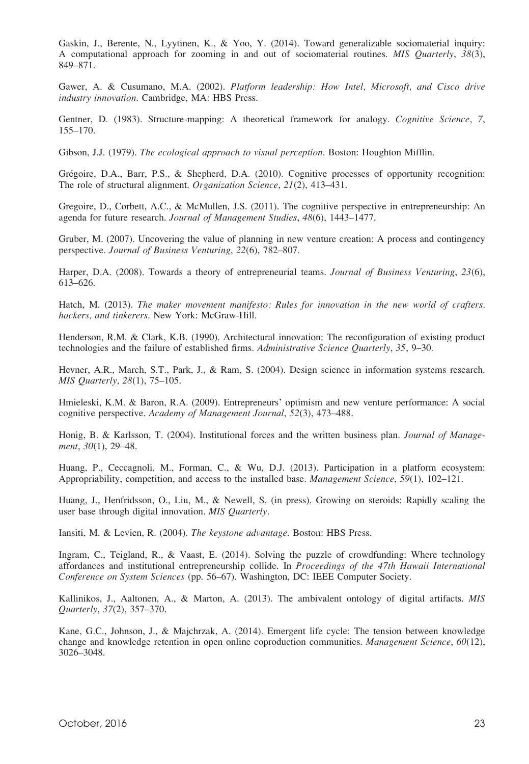Gaskin, J., Berente, N., Lyytinen, K., & Yoo, Y. (2014). Toward generalizable sociomaterial inquiry: A computational approach for zooming in and out of sociomaterial routines. *MIS Quarterly*, *38*(3), 849–871.

Gawer, A. & Cusumano, M.A. (2002). *Platform leadership: How Intel, Microsoft, and Cisco drive industry innovation*. Cambridge, MA: HBS Press.

Gentner, D. (1983). Structure-mapping: A theoretical framework for analogy. *Cognitive Science*, *7*, 155–170.

Gibson, J.J. (1979). *The ecological approach to visual perception*. Boston: Houghton Mifflin.

Grégoire, D.A., Barr, P.S., & Shepherd, D.A. (2010). Cognitive processes of opportunity recognition: The role of structural alignment. *Organization Science*, *21*(2), 413–431.

Gregoire, D., Corbett, A.C., & McMullen, J.S. (2011). The cognitive perspective in entrepreneurship: An agenda for future research. *Journal of Management Studies*, *48*(6), 1443–1477.

Gruber, M. (2007). Uncovering the value of planning in new venture creation: A process and contingency perspective. *Journal of Business Venturing*, *22*(6), 782–807.

Harper, D.A. (2008). Towards a theory of entrepreneurial teams. *Journal of Business Venturing*, *23*(6), 613–626.

Hatch, M. (2013). *The maker movement manifesto: Rules for innovation in the new world of crafters, hackers, and tinkerers*. New York: McGraw-Hill.

Henderson, R.M. & Clark, K.B. (1990). Architectural innovation: The reconfiguration of existing product technologies and the failure of established firms. *Administrative Science Quarterly*, *35*, 9–30.

Hevner, A.R., March, S.T., Park, J., & Ram, S. (2004). Design science in information systems research. *MIS Quarterly*, *28*(1), 75–105.

Hmieleski, K.M. & Baron, R.A. (2009). Entrepreneurs' optimism and new venture performance: A social cognitive perspective. *Academy of Management Journal*, *52*(3), 473–488.

Honig, B. & Karlsson, T. (2004). Institutional forces and the written business plan. *Journal of Management*, *30*(1), 29–48.

Huang, P., Ceccagnoli, M., Forman, C., & Wu, D.J. (2013). Participation in a platform ecosystem: Appropriability, competition, and access to the installed base. *Management Science*, *59*(1), 102–121.

Huang, J., Henfridsson, O., Liu, M., & Newell, S. (in press). Growing on steroids: Rapidly scaling the user base through digital innovation. *MIS Quarterly*.

Iansiti, M. & Levien, R. (2004). *The keystone advantage*. Boston: HBS Press.

Ingram, C., Teigland, R., & Vaast, E. (2014). Solving the puzzle of crowdfunding: Where technology affordances and institutional entrepreneurship collide. In *Proceedings of the 47th Hawaii International Conference on System Sciences* (pp. 56–67). Washington, DC: IEEE Computer Society.

Kallinikos, J., Aaltonen, A., & Marton, A. (2013). The ambivalent ontology of digital artifacts. *MIS Quarterly*, *37*(2), 357–370.

Kane, G.C., Johnson, J., & Majchrzak, A. (2014). Emergent life cycle: The tension between knowledge change and knowledge retention in open online coproduction communities. *Management Science*, *60*(12), 3026–3048.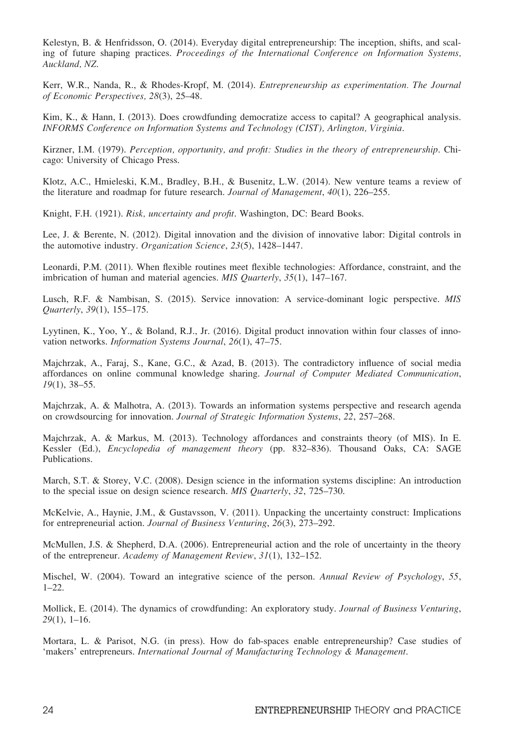Kelestyn, B. & Henfridsson, O. (2014). Everyday digital entrepreneurship: The inception, shifts, and scaling of future shaping practices. *Proceedings of the International Conference on Information Systems, Auckland, NZ.*

Kerr, W.R., Nanda, R., & Rhodes-Kropf, M. (2014). *Entrepreneurship as experimentation. The Journal of Economic Perspectives, 28*(3), 25–48.

Kim, K., & Hann, I. (2013). Does crowdfunding democratize access to capital? A geographical analysis. *INFORMS Conference on Information Systems and Technology (CIST), Arlington, Virginia*.

Kirzner, I.M. (1979). *Perception, opportunity, and profit: Studies in the theory of entrepreneurship*. Chicago: University of Chicago Press.

Klotz, A.C., Hmieleski, K.M., Bradley, B.H., & Busenitz, L.W. (2014). New venture teams a review of the literature and roadmap for future research. *Journal of Management*, *40*(1), 226–255.

Knight, F.H. (1921). *Risk, uncertainty and profit*. Washington, DC: Beard Books.

Lee, J. & Berente, N. (2012). Digital innovation and the division of innovative labor: Digital controls in the automotive industry. *Organization Science*, *23*(5), 1428–1447.

Leonardi, P.M. (2011). When flexible routines meet flexible technologies: Affordance, constraint, and the imbrication of human and material agencies. *MIS Quarterly*, *35*(1), 147–167.

Lusch, R.F. & Nambisan, S. (2015). Service innovation: A service-dominant logic perspective. *MIS Quarterly*, *39*(1), 155–175.

Lyytinen, K., Yoo, Y., & Boland, R.J., Jr. (2016). Digital product innovation within four classes of innovation networks. *Information Systems Journal*, *26*(1), 47–75.

Majchrzak, A., Faraj, S., Kane, G.C., & Azad, B. (2013). The contradictory influence of social media affordances on online communal knowledge sharing. *Journal of Computer Mediated Communication*, *19*(1), 38–55.

Majchrzak, A. & Malhotra, A. (2013). Towards an information systems perspective and research agenda on crowdsourcing for innovation. *Journal of Strategic Information Systems*, *22*, 257–268.

Majchrzak, A. & Markus, M. (2013). Technology affordances and constraints theory (of MIS). In E. Kessler (Ed.), *Encyclopedia of management theory* (pp. 832–836). Thousand Oaks, CA: SAGE Publications.

March, S.T. & Storey, V.C. (2008). Design science in the information systems discipline: An introduction to the special issue on design science research. *MIS Quarterly*, *32*, 725–730.

McKelvie, A., Haynie, J.M., & Gustavsson, V. (2011). Unpacking the uncertainty construct: Implications for entrepreneurial action. *Journal of Business Venturing*, *26*(3), 273–292.

McMullen, J.S. & Shepherd, D.A. (2006). Entrepreneurial action and the role of uncertainty in the theory of the entrepreneur. *Academy of Management Review*, *31*(1), 132–152.

Mischel, W. (2004). Toward an integrative science of the person. *Annual Review of Psychology*, *55*, 1–22.

Mollick, E. (2014). The dynamics of crowdfunding: An exploratory study. *Journal of Business Venturing*, *29*(1), 1–16.

Mortara, L. & Parisot, N.G. (in press). How do fab-spaces enable entrepreneurship? Case studies of 'makers' entrepreneurs. *International Journal of Manufacturing Technology & Management*.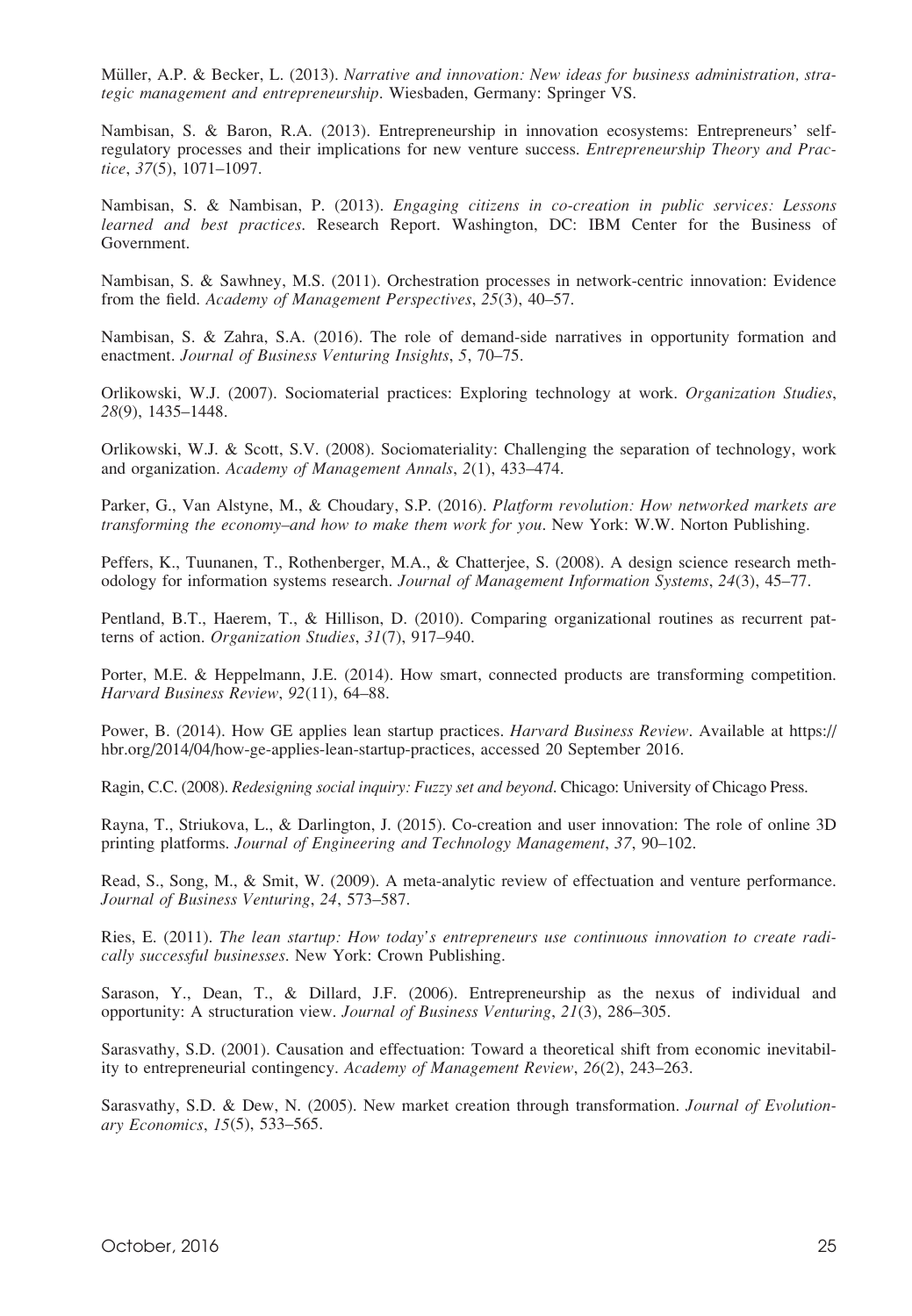Müller, A.P. & Becker, L. (2013). *Narrative and innovation: New ideas for business administration, strategic management and entrepreneurship*. Wiesbaden, Germany: Springer VS.

Nambisan, S. & Baron, R.A. (2013). Entrepreneurship in innovation ecosystems: Entrepreneurs' self-regulatory processes and their implications for new venture success. *Entrepreneurship Theory and Practice*, *37*(5), 1071–1097.

Nambisan, S. & Nambisan, P. (2013). *Engaging citizens in co-creation in public services: Lessons learned and best practices*. Research Report. Washington, DC: IBM Center for the Business of Government.

Nambisan, S. & Sawhney, M.S. (2011). Orchestration processes in network-centric innovation: Evidence from the field. *Academy of Management Perspectives*, *25*(3), 40–57.

Nambisan, S. & Zahra, S.A. (2016). The role of demand-side narratives in opportunity formation and enactment. *Journal of Business Venturing Insights*, *5*, 70–75.

Orlikowski, W.J. (2007). Sociomaterial practices: Exploring technology at work. *Organization Studies*, *28*(9), 1435–1448.

Orlikowski, W.J. & Scott, S.V. (2008). Sociomateriality: Challenging the separation of technology, work and organization. *Academy of Management Annals*, *2*(1), 433–474.

Parker, G., Van Alstyne, M., & Choudary, S.P. (2016). *Platform revolution: How networked markets are transforming the economy–and how to make them work for you*. New York: W.W. Norton Publishing.

Peffers, K., Tuunanen, T., Rothenberger, M.A., & Chatterjee, S. (2008). A design science research methodology for information systems research. *Journal of Management Information Systems*, *24*(3), 45–77.

Pentland, B.T., Haerem, T., & Hillison, D. (2010). Comparing organizational routines as recurrent patterns of action. *Organization Studies*, *31*(7), 917–940.

Porter, M.E. & Heppelmann, J.E. (2014). How smart, connected products are transforming competition. *Harvard Business Review*, *92*(11), 64–88.

Power, B. (2014). How GE applies lean startup practices. *Harvard Business Review*. Available at https://hbr.org/2014/04/how-ge-applies-lean-startup-practices, accessed 20 September 2016.

Ragin, C.C. (2008). *Redesigning social inquiry: Fuzzy set and beyond*. Chicago: University of Chicago Press.

Rayna, T., Striukova, L., & Darlington, J. (2015). Co-creation and user innovation: The role of online 3D printing platforms. *Journal of Engineering and Technology Management*, *37*, 90–102.

Read, S., Song, M., & Smit, W. (2009). A meta-analytic review of effectuation and venture performance. *Journal of Business Venturing*, *24*, 573–587.

Ries, E. (2011). *The lean startup: How today's entrepreneurs use continuous innovation to create radically successful businesses*. New York: Crown Publishing.

Sarason, Y., Dean, T., & Dillard, J.F. (2006). Entrepreneurship as the nexus of individual and opportunity: A structuration view. *Journal of Business Venturing*, *21*(3), 286–305.

Sarasvathy, S.D. (2001). Causation and effectuation: Toward a theoretical shift from economic inevitability to entrepreneurial contingency. *Academy of Management Review*, *26*(2), 243–263.

Sarasvathy, S.D. & Dew, N. (2005). New market creation through transformation. *Journal of Evolutionary Economics*, *15*(5), 533–565.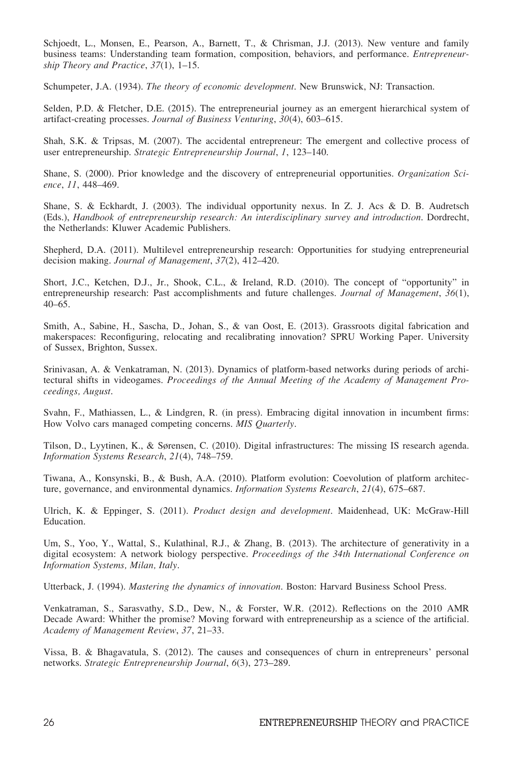Schjoedt, L., Monsen, E., Pearson, A., Barnett, T., & Chrisman, J.J. (2013). New venture and family business teams: Understanding team formation, composition, behaviors, and performance. *Entrepreneurship Theory and Practice*, *37*(1), 1–15.

Schumpeter, J.A. (1934). *The theory of economic development*. New Brunswick, NJ: Transaction.

Selden, P.D. & Fletcher, D.E. (2015). The entrepreneurial journey as an emergent hierarchical system of artifact-creating processes. *Journal of Business Venturing*, *30*(4), 603–615.

Shah, S.K. & Tripsas, M. (2007). The accidental entrepreneur: The emergent and collective process of user entrepreneurship. *Strategic Entrepreneurship Journal*, *1*, 123–140.

Shane, S. (2000). Prior knowledge and the discovery of entrepreneurial opportunities. *Organization Science*, *11*, 448–469.

Shane, S. & Eckhardt, J. (2003). The individual opportunity nexus. In Z. J. Acs & D. B. Audretsch (Eds.), *Handbook of entrepreneurship research: An interdisciplinary survey and introduction*. Dordrecht, the Netherlands: Kluwer Academic Publishers.

Shepherd, D.A. (2011). Multilevel entrepreneurship research: Opportunities for studying entrepreneurial decision making. *Journal of Management*, *37*(2), 412–420.

Short, J.C., Ketchen, D.J., Jr., Shook, C.L., & Ireland, R.D. (2010). The concept of "opportunity" in entrepreneurship research: Past accomplishments and future challenges. *Journal of Management*, *36*(1), 40–65.

Smith, A., Sabine, H., Sascha, D., Johan, S., & van Oost, E. (2013). Grassroots digital fabrication and makerspaces: Reconfiguring, relocating and recalibrating innovation? SPRU Working Paper. University of Sussex, Brighton, Sussex.

Srinivasan, A. & Venkatraman, N. (2013). Dynamics of platform-based networks during periods of architectural shifts in videogames. *Proceedings of the Annual Meeting of the Academy of Management Proceedings, August*.

Svahn, F., Mathiassen, L., & Lindgren, R. (in press). Embracing digital innovation in incumbent firms: How Volvo cars managed competing concerns. *MIS Quarterly*.

Tilson, D., Lyytinen, K., & Sørensen, C. (2010). Digital infrastructures: The missing IS research agenda. *Information Systems Research*, *21*(4), 748–759.

Tiwana, A., Konsynski, B., & Bush, A.A. (2010). Platform evolution: Coevolution of platform architecture, governance, and environmental dynamics. *Information Systems Research*, *21*(4), 675–687.

Ulrich, K. & Eppinger, S. (2011). *Product design and development*. Maidenhead, UK: McGraw-Hill Education.

Um, S., Yoo, Y., Wattal, S., Kulathinal, R.J., & Zhang, B. (2013). The architecture of generativity in a digital ecosystem: A network biology perspective. *Proceedings of the 34th International Conference on Information Systems, Milan, Italy*.

Utterback, J. (1994). *Mastering the dynamics of innovation*. Boston: Harvard Business School Press.

Venkatraman, S., Sarasvathy, S.D., Dew, N., & Forster, W.R. (2012). Reflections on the 2010 AMR Decade Award: Whither the promise? Moving forward with entrepreneurship as a science of the artificial. *Academy of Management Review*, *37*, 21–33.

Vissa, B. & Bhagavatula, S. (2012). The causes and consequences of churn in entrepreneurs' personal networks. *Strategic Entrepreneurship Journal*, *6*(3), 273–289.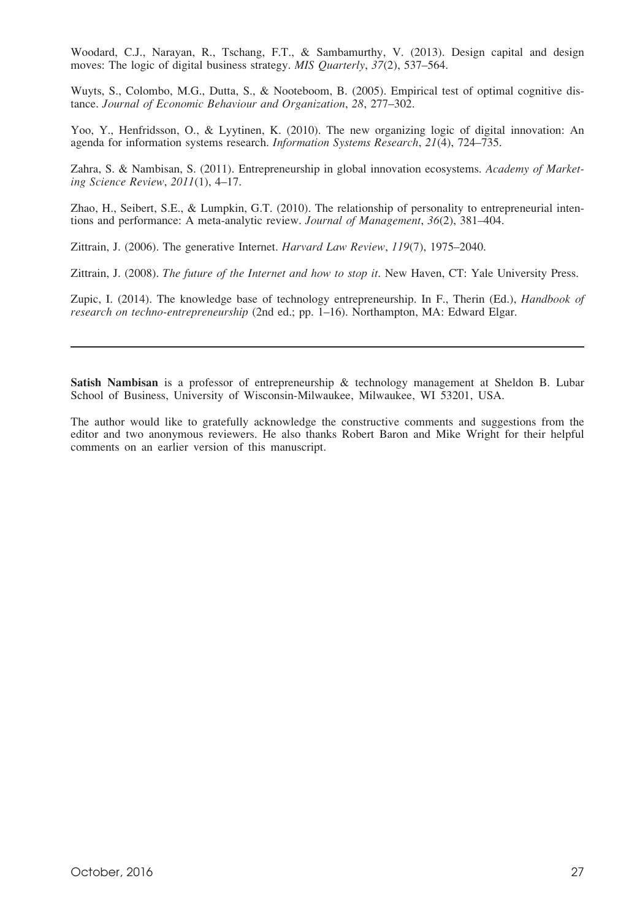Woodard, C.J., Narayan, R., Tschang, F.T., & Sambamurthy, V. (2013). Design capital and design moves: The logic of digital business strategy. *MIS Quarterly*, *37*(2), 537–564.

Wuyts, S., Colombo, M.G., Dutta, S., & Nooteboom, B. (2005). Empirical test of optimal cognitive distance. *Journal of Economic Behaviour and Organization*, *28*, 277–302.

Yoo, Y., Henfridsson, O., & Lyytinen, K. (2010). The new organizing logic of digital innovation: An agenda for information systems research. *Information Systems Research*, *21*(4), 724–735.

Zahra, S. & Nambisan, S. (2011). Entrepreneurship in global innovation ecosystems. *Academy of Marketing Science Review*, *2011*(1), 4–17.

Zhao, H., Seibert, S.E., & Lumpkin, G.T. (2010). The relationship of personality to entrepreneurial intentions and performance: A meta-analytic review. *Journal of Management*, *36*(2), 381–404.

Zittrain, J. (2006). The generative Internet. *Harvard Law Review*, *119*(7), 1975–2040.

Zittrain, J. (2008). *The future of the Internet and how to stop it*. New Haven, CT: Yale University Press.

Zupic, I. (2014). The knowledge base of technology entrepreneurship. In F., Therin (Ed.), *Handbook of research on techno-entrepreneurship* (2nd ed.; pp. 1–16). Northampton, MA: Edward Elgar.

---

**Satish Nambisan** is a professor of entrepreneurship & technology management at Sheldon B. Lubar School of Business, University of Wisconsin-Milwaukee, Milwaukee, WI 53201, USA.

The author would like to gratefully acknowledge the constructive comments and suggestions from the editor and two anonymous reviewers. He also thanks Robert Baron and Mike Wright for their helpful comments on an earlier version of this manuscript.